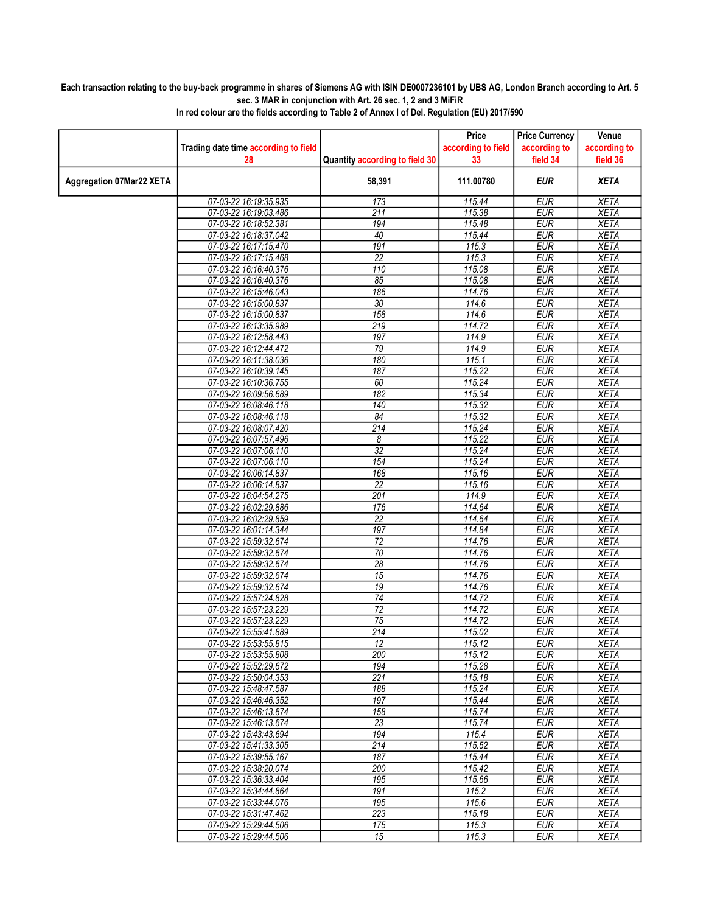**Each transaction relating to the buy-back programme in shares of Siemens AG with ISIN DE0007236101 by UBS AG, London Branch according to Art. 5 sec. 3 MAR in conjunction with Art. 26 sec. 1, 2 and 3 MiFiR**

**In red colour are the fields according to Table 2 of Annex I of Del. Regulation (EU) 2017/590**

| | Trading date time according to field 28 | Quantity according to field 30 | Price according to field 33 | Price Currency according to field 34 | Venue according to field 36 |
|---|---|---|---|---|---|
| **Aggregation 07Mar22 XETA** | | **58,391** | **111.00780** | ***EUR*** | ***XETA*** |
| | 07-03-22 16:19:35.935 | 173 | 115.44 | EUR | XETA |
| | 07-03-22 16:19:03.486 | 211 | 115.38 | EUR | XETA |
| | 07-03-22 16:18:52.381 | 194 | 115.48 | EUR | XETA |
| | 07-03-22 16:18:37.042 | 40 | 115.44 | EUR | XETA |
| | 07-03-22 16:17:15.470 | 191 | 115.3 | EUR | XETA |
| | 07-03-22 16:17:15.468 | 22 | 115.3 | EUR | XETA |
| | 07-03-22 16:16:40.376 | 110 | 115.08 | EUR | XETA |
| | 07-03-22 16:16:40.376 | 85 | 115.08 | EUR | XETA |
| | 07-03-22 16:15:46.043 | 186 | 114.76 | EUR | XETA |
| | 07-03-22 16:15:00.837 | 30 | 114.6 | EUR | XETA |
| | 07-03-22 16:15:00.837 | 158 | 114.6 | EUR | XETA |
| | 07-03-22 16:13:35.989 | 219 | 114.72 | EUR | XETA |
| | 07-03-22 16:12:58.443 | 197 | 114.9 | EUR | XETA |
| | 07-03-22 16:12:44.472 | 79 | 114.9 | EUR | XETA |
| | 07-03-22 16:11:38.036 | 180 | 115.1 | EUR | XETA |
| | 07-03-22 16:10:39.145 | 187 | 115.22 | EUR | XETA |
| | 07-03-22 16:10:36.755 | 60 | 115.24 | EUR | XETA |
| | 07-03-22 16:09:56.689 | 182 | 115.34 | EUR | XETA |
| | 07-03-22 16:08:46.118 | 140 | 115.32 | EUR | XETA |
| | 07-03-22 16:08:46.118 | 84 | 115.32 | EUR | XETA |
| | 07-03-22 16:08:07.420 | 214 | 115.24 | EUR | XETA |
| | 07-03-22 16:07:57.496 | 8 | 115.22 | EUR | XETA |
| | 07-03-22 16:07:06.110 | 32 | 115.24 | EUR | XETA |
| | 07-03-22 16:07:06.110 | 154 | 115.24 | EUR | XETA |
| | 07-03-22 16:06:14.837 | 168 | 115.16 | EUR | XETA |
| | 07-03-22 16:06:14.837 | 22 | 115.16 | EUR | XETA |
| | 07-03-22 16:04:54.275 | 201 | 114.9 | EUR | XETA |
| | 07-03-22 16:02:29.886 | 176 | 114.64 | EUR | XETA |
| | 07-03-22 16:02:29.859 | 22 | 114.64 | EUR | XETA |
| | 07-03-22 16:01:14.344 | 197 | 114.84 | EUR | XETA |
| | 07-03-22 15:59:32.674 | 72 | 114.76 | EUR | XETA |
| | 07-03-22 15:59:32.674 | 70 | 114.76 | EUR | XETA |
| | 07-03-22 15:59:32.674 | 28 | 114.76 | EUR | XETA |
| | 07-03-22 15:59:32.674 | 15 | 114.76 | EUR | XETA |
| | 07-03-22 15:59:32.674 | 19 | 114.76 | EUR | XETA |
| | 07-03-22 15:57:24.828 | 74 | 114.72 | EUR | XETA |
| | 07-03-22 15:57:23.229 | 72 | 114.72 | EUR | XETA |
| | 07-03-22 15:57:23.229 | 75 | 114.72 | EUR | XETA |
| | 07-03-22 15:55:41.889 | 214 | 115.02 | EUR | XETA |
| | 07-03-22 15:53:55.815 | 12 | 115.12 | EUR | XETA |
| | 07-03-22 15:53:55.808 | 200 | 115.12 | EUR | XETA |
| | 07-03-22 15:52:29.672 | 194 | 115.28 | EUR | XETA |
| | 07-03-22 15:50:04.353 | 221 | 115.18 | EUR | XETA |
| | 07-03-22 15:48:47.587 | 188 | 115.24 | EUR | XETA |
| | 07-03-22 15:46:46.352 | 197 | 115.44 | EUR | XETA |
| | 07-03-22 15:46:13.674 | 158 | 115.74 | EUR | XETA |
| | 07-03-22 15:46:13.674 | 23 | 115.74 | EUR | XETA |
| | 07-03-22 15:43:43.694 | 194 | 115.4 | EUR | XETA |
| | 07-03-22 15:41:33.305 | 214 | 115.52 | EUR | XETA |
| | 07-03-22 15:39:55.167 | 187 | 115.44 | EUR | XETA |
| | 07-03-22 15:38:20.074 | 200 | 115.42 | EUR | XETA |
| | 07-03-22 15:36:33.404 | 195 | 115.66 | EUR | XETA |
| | 07-03-22 15:34:44.864 | 191 | 115.2 | EUR | XETA |
| | 07-03-22 15:33:44.076 | 195 | 115.6 | EUR | XETA |
| | 07-03-22 15:31:47.462 | 223 | 115.18 | EUR | XETA |
| | 07-03-22 15:29:44.506 | 175 | 115.3 | EUR | XETA |
| | 07-03-22 15:29:44.506 | 15 | 115.3 | EUR | XETA |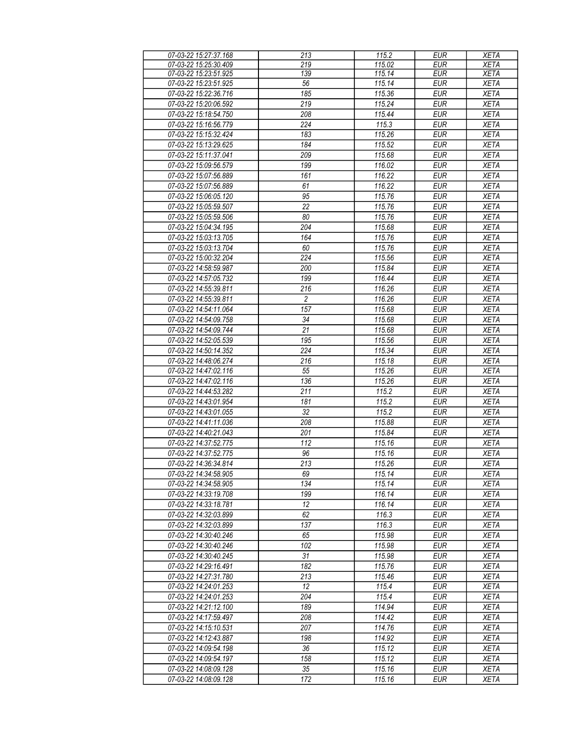| 07-03-22 15:27:37.168 | 213 | 115.2 | EUR | XETA |
|---|---|---|---|---|
| 07-03-22 15:25:30.409 | 219 | 115.02 | EUR | XETA |
| 07-03-22 15:23:51.925 | 139 | 115.14 | EUR | XETA |
| 07-03-22 15:23:51.925 | 56 | 115.14 | EUR | XETA |
| 07-03-22 15:22:36.716 | 185 | 115.36 | EUR | XETA |
| 07-03-22 15:20:06.592 | 219 | 115.24 | EUR | XETA |
| 07-03-22 15:18:54.750 | 208 | 115.44 | EUR | XETA |
| 07-03-22 15:16:56.779 | 224 | 115.3 | EUR | XETA |
| 07-03-22 15:15:32.424 | 183 | 115.26 | EUR | XETA |
| 07-03-22 15:13:29.625 | 184 | 115.52 | EUR | XETA |
| 07-03-22 15:11:37.041 | 209 | 115.68 | EUR | XETA |
| 07-03-22 15:09:56.579 | 199 | 116.02 | EUR | XETA |
| 07-03-22 15:07:56.889 | 161 | 116.22 | EUR | XETA |
| 07-03-22 15:07:56.889 | 61 | 116.22 | EUR | XETA |
| 07-03-22 15:06:05.120 | 95 | 115.76 | EUR | XETA |
| 07-03-22 15:05:59.507 | 22 | 115.76 | EUR | XETA |
| 07-03-22 15:05:59.506 | 80 | 115.76 | EUR | XETA |
| 07-03-22 15:04:34.195 | 204 | 115.68 | EUR | XETA |
| 07-03-22 15:03:13.705 | 164 | 115.76 | EUR | XETA |
| 07-03-22 15:03:13.704 | 60 | 115.76 | EUR | XETA |
| 07-03-22 15:00:32.204 | 224 | 115.56 | EUR | XETA |
| 07-03-22 14:58:59.987 | 200 | 115.84 | EUR | XETA |
| 07-03-22 14:57:05.732 | 199 | 116.44 | EUR | XETA |
| 07-03-22 14:55:39.811 | 216 | 116.26 | EUR | XETA |
| 07-03-22 14:55:39.811 | 2 | 116.26 | EUR | XETA |
| 07-03-22 14:54:11.064 | 157 | 115.68 | EUR | XETA |
| 07-03-22 14:54:09.758 | 34 | 115.68 | EUR | XETA |
| 07-03-22 14:54:09.744 | 21 | 115.68 | EUR | XETA |
| 07-03-22 14:52:05.539 | 195 | 115.56 | EUR | XETA |
| 07-03-22 14:50:14.352 | 224 | 115.34 | EUR | XETA |
| 07-03-22 14:48:06.274 | 216 | 115.18 | EUR | XETA |
| 07-03-22 14:47:02.116 | 55 | 115.26 | EUR | XETA |
| 07-03-22 14:47:02.116 | 136 | 115.26 | EUR | XETA |
| 07-03-22 14:44:53.282 | 211 | 115.2 | EUR | XETA |
| 07-03-22 14:43:01.954 | 181 | 115.2 | EUR | XETA |
| 07-03-22 14:43:01.055 | 32 | 115.2 | EUR | XETA |
| 07-03-22 14:41:11.036 | 208 | 115.88 | EUR | XETA |
| 07-03-22 14:40:21.043 | 201 | 115.84 | EUR | XETA |
| 07-03-22 14:37:52.775 | 112 | 115.16 | EUR | XETA |
| 07-03-22 14:37:52.775 | 96 | 115.16 | EUR | XETA |
| 07-03-22 14:36:34.814 | 213 | 115.26 | EUR | XETA |
| 07-03-22 14:34:58.905 | 69 | 115.14 | EUR | XETA |
| 07-03-22 14:34:58.905 | 134 | 115.14 | EUR | XETA |
| 07-03-22 14:33:19.708 | 199 | 116.14 | EUR | XETA |
| 07-03-22 14:33:18.781 | 12 | 116.14 | EUR | XETA |
| 07-03-22 14:32:03.899 | 62 | 116.3 | EUR | XETA |
| 07-03-22 14:32:03.899 | 137 | 116.3 | EUR | XETA |
| 07-03-22 14:30:40.246 | 65 | 115.98 | EUR | XETA |
| 07-03-22 14:30:40.246 | 102 | 115.98 | EUR | XETA |
| 07-03-22 14:30:40.245 | 31 | 115.98 | EUR | XETA |
| 07-03-22 14:29:16.491 | 182 | 115.76 | EUR | XETA |
| 07-03-22 14:27:31.780 | 213 | 115.46 | EUR | XETA |
| 07-03-22 14:24:01.253 | 12 | 115.4 | EUR | XETA |
| 07-03-22 14:24:01.253 | 204 | 115.4 | EUR | XETA |
| 07-03-22 14:21:12.100 | 189 | 114.94 | EUR | XETA |
| 07-03-22 14:17:59.497 | 208 | 114.42 | EUR | XETA |
| 07-03-22 14:15:10.531 | 207 | 114.76 | EUR | XETA |
| 07-03-22 14:12:43.887 | 198 | 114.92 | EUR | XETA |
| 07-03-22 14:09:54.198 | 36 | 115.12 | EUR | XETA |
| 07-03-22 14:09:54.197 | 158 | 115.12 | EUR | XETA |
| 07-03-22 14:08:09.128 | 35 | 115.16 | EUR | XETA |
| 07-03-22 14:08:09.128 | 172 | 115.16 | EUR | XETA |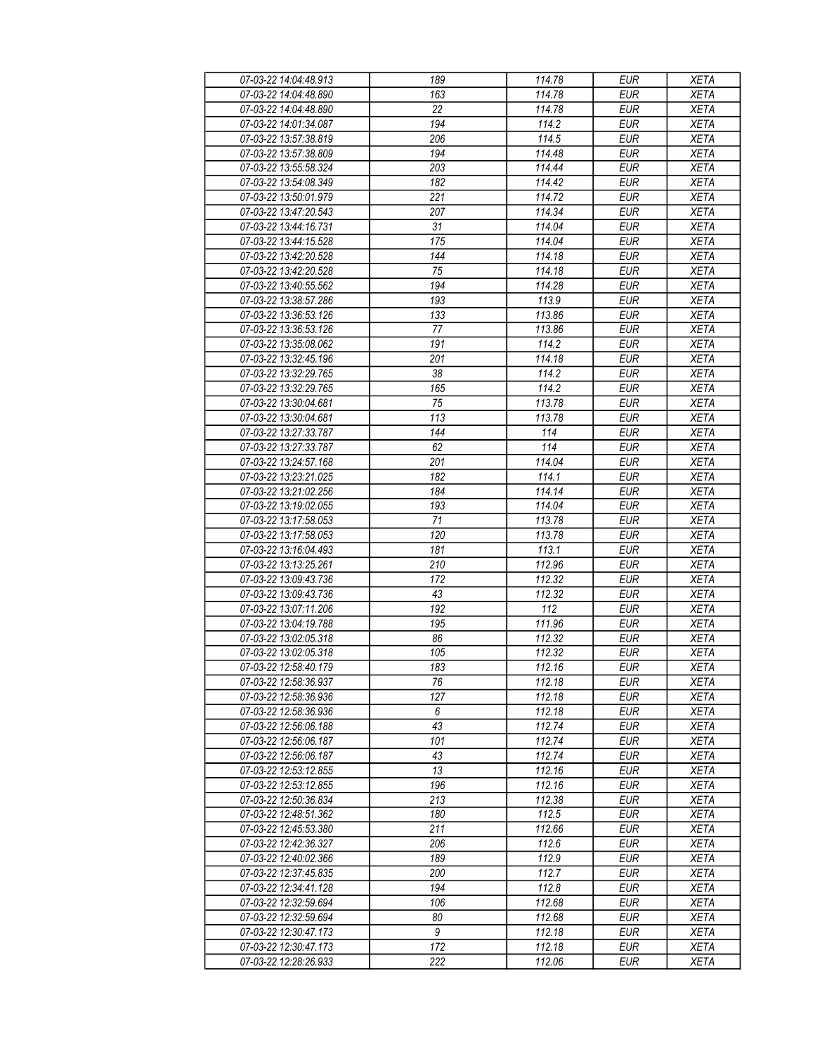| 07-03-22 14:04:48.913 | 189 | 114.78 | EUR | XETA |
|---|---|---|---|---|
| 07-03-22 14:04:48.890 | 163 | 114.78 | EUR | XETA |
| 07-03-22 14:04:48.890 | 22 | 114.78 | EUR | XETA |
| 07-03-22 14:01:34.087 | 194 | 114.2 | EUR | XETA |
| 07-03-22 13:57:38.819 | 206 | 114.5 | EUR | XETA |
| 07-03-22 13:57:38.809 | 194 | 114.48 | EUR | XETA |
| 07-03-22 13:55:58.324 | 203 | 114.44 | EUR | XETA |
| 07-03-22 13:54:08.349 | 182 | 114.42 | EUR | XETA |
| 07-03-22 13:50:01.979 | 221 | 114.72 | EUR | XETA |
| 07-03-22 13:47:20.543 | 207 | 114.34 | EUR | XETA |
| 07-03-22 13:44:16.731 | 31 | 114.04 | EUR | XETA |
| 07-03-22 13:44:15.528 | 175 | 114.04 | EUR | XETA |
| 07-03-22 13:42:20.528 | 144 | 114.18 | EUR | XETA |
| 07-03-22 13:42:20.528 | 75 | 114.18 | EUR | XETA |
| 07-03-22 13:40:55.562 | 194 | 114.28 | EUR | XETA |
| 07-03-22 13:38:57.286 | 193 | 113.9 | EUR | XETA |
| 07-03-22 13:36:53.126 | 133 | 113.86 | EUR | XETA |
| 07-03-22 13:36:53.126 | 77 | 113.86 | EUR | XETA |
| 07-03-22 13:35:08.062 | 191 | 114.2 | EUR | XETA |
| 07-03-22 13:32:45.196 | 201 | 114.18 | EUR | XETA |
| 07-03-22 13:32:29.765 | 38 | 114.2 | EUR | XETA |
| 07-03-22 13:32:29.765 | 165 | 114.2 | EUR | XETA |
| 07-03-22 13:30:04.681 | 75 | 113.78 | EUR | XETA |
| 07-03-22 13:30:04.681 | 113 | 113.78 | EUR | XETA |
| 07-03-22 13:27:33.787 | 144 | 114 | EUR | XETA |
| 07-03-22 13:27:33.787 | 62 | 114 | EUR | XETA |
| 07-03-22 13:24:57.168 | 201 | 114.04 | EUR | XETA |
| 07-03-22 13:23:21.025 | 182 | 114.1 | EUR | XETA |
| 07-03-22 13:21:02.256 | 184 | 114.14 | EUR | XETA |
| 07-03-22 13:19:02.055 | 193 | 114.04 | EUR | XETA |
| 07-03-22 13:17:58.053 | 71 | 113.78 | EUR | XETA |
| 07-03-22 13:17:58.053 | 120 | 113.78 | EUR | XETA |
| 07-03-22 13:16:04.493 | 181 | 113.1 | EUR | XETA |
| 07-03-22 13:13:25.261 | 210 | 112.96 | EUR | XETA |
| 07-03-22 13:09:43.736 | 172 | 112.32 | EUR | XETA |
| 07-03-22 13:09:43.736 | 43 | 112.32 | EUR | XETA |
| 07-03-22 13:07:11.206 | 192 | 112 | EUR | XETA |
| 07-03-22 13:04:19.788 | 195 | 111.96 | EUR | XETA |
| 07-03-22 13:02:05.318 | 86 | 112.32 | EUR | XETA |
| 07-03-22 13:02:05.318 | 105 | 112.32 | EUR | XETA |
| 07-03-22 12:58:40.179 | 183 | 112.16 | EUR | XETA |
| 07-03-22 12:58:36.937 | 76 | 112.18 | EUR | XETA |
| 07-03-22 12:58:36.936 | 127 | 112.18 | EUR | XETA |
| 07-03-22 12:58:36.936 | 6 | 112.18 | EUR | XETA |
| 07-03-22 12:56:06.188 | 43 | 112.74 | EUR | XETA |
| 07-03-22 12:56:06.187 | 101 | 112.74 | EUR | XETA |
| 07-03-22 12:56:06.187 | 43 | 112.74 | EUR | XETA |
| 07-03-22 12:53:12.855 | 13 | 112.16 | EUR | XETA |
| 07-03-22 12:53:12.855 | 196 | 112.16 | EUR | XETA |
| 07-03-22 12:50:36.834 | 213 | 112.38 | EUR | XETA |
| 07-03-22 12:48:51.362 | 180 | 112.5 | EUR | XETA |
| 07-03-22 12:45:53.380 | 211 | 112.66 | EUR | XETA |
| 07-03-22 12:42:36.327 | 206 | 112.6 | EUR | XETA |
| 07-03-22 12:40:02.366 | 189 | 112.9 | EUR | XETA |
| 07-03-22 12:37:45.835 | 200 | 112.7 | EUR | XETA |
| 07-03-22 12:34:41.128 | 194 | 112.8 | EUR | XETA |
| 07-03-22 12:32:59.694 | 106 | 112.68 | EUR | XETA |
| 07-03-22 12:32:59.694 | 80 | 112.68 | EUR | XETA |
| 07-03-22 12:30:47.173 | 9 | 112.18 | EUR | XETA |
| 07-03-22 12:30:47.173 | 172 | 112.18 | EUR | XETA |
| 07-03-22 12:28:26.933 | 222 | 112.06 | EUR | XETA |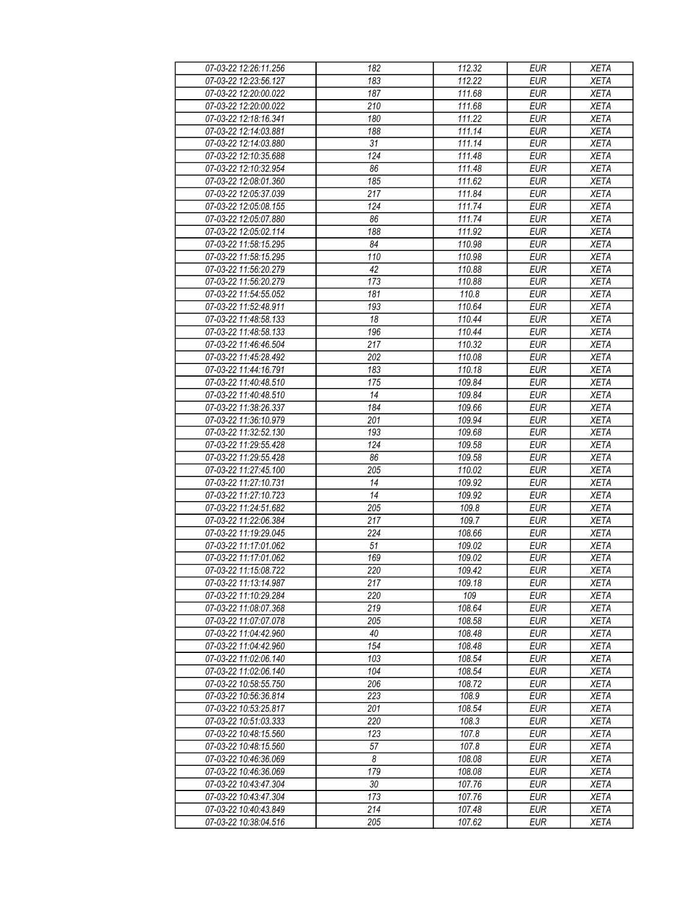| 07-03-22 12:26:11.256 | 182 | 112.32 | EUR | XETA |
|---|---|---|---|---|
| 07-03-22 12:23:56.127 | 183 | 112.22 | EUR | XETA |
| 07-03-22 12:20:00.022 | 187 | 111.68 | EUR | XETA |
| 07-03-22 12:20:00.022 | 210 | 111.68 | EUR | XETA |
| 07-03-22 12:18:16.341 | 180 | 111.22 | EUR | XETA |
| 07-03-22 12:14:03.881 | 188 | 111.14 | EUR | XETA |
| 07-03-22 12:14:03.880 | 31 | 111.14 | EUR | XETA |
| 07-03-22 12:10:35.688 | 124 | 111.48 | EUR | XETA |
| 07-03-22 12:10:32.954 | 86 | 111.48 | EUR | XETA |
| 07-03-22 12:08:01.360 | 185 | 111.62 | EUR | XETA |
| 07-03-22 12:05:37.039 | 217 | 111.84 | EUR | XETA |
| 07-03-22 12:05:08.155 | 124 | 111.74 | EUR | XETA |
| 07-03-22 12:05:07.880 | 86 | 111.74 | EUR | XETA |
| 07-03-22 12:05:02.114 | 188 | 111.92 | EUR | XETA |
| 07-03-22 11:58:15.295 | 84 | 110.98 | EUR | XETA |
| 07-03-22 11:58:15.295 | 110 | 110.98 | EUR | XETA |
| 07-03-22 11:56:20.279 | 42 | 110.88 | EUR | XETA |
| 07-03-22 11:56:20.279 | 173 | 110.88 | EUR | XETA |
| 07-03-22 11:54:55.052 | 181 | 110.8 | EUR | XETA |
| 07-03-22 11:52:48.911 | 193 | 110.64 | EUR | XETA |
| 07-03-22 11:48:58.133 | 18 | 110.44 | EUR | XETA |
| 07-03-22 11:48:58.133 | 196 | 110.44 | EUR | XETA |
| 07-03-22 11:46:46.504 | 217 | 110.32 | EUR | XETA |
| 07-03-22 11:45:28.492 | 202 | 110.08 | EUR | XETA |
| 07-03-22 11:44:16.791 | 183 | 110.18 | EUR | XETA |
| 07-03-22 11:40:48.510 | 175 | 109.84 | EUR | XETA |
| 07-03-22 11:40:48.510 | 14 | 109.84 | EUR | XETA |
| 07-03-22 11:38:26.337 | 184 | 109.66 | EUR | XETA |
| 07-03-22 11:36:10.979 | 201 | 109.94 | EUR | XETA |
| 07-03-22 11:32:52.130 | 193 | 109.68 | EUR | XETA |
| 07-03-22 11:29:55.428 | 124 | 109.58 | EUR | XETA |
| 07-03-22 11:29:55.428 | 86 | 109.58 | EUR | XETA |
| 07-03-22 11:27:45.100 | 205 | 110.02 | EUR | XETA |
| 07-03-22 11:27:10.731 | 14 | 109.92 | EUR | XETA |
| 07-03-22 11:27:10.723 | 14 | 109.92 | EUR | XETA |
| 07-03-22 11:24:51.682 | 205 | 109.8 | EUR | XETA |
| 07-03-22 11:22:06.384 | 217 | 109.7 | EUR | XETA |
| 07-03-22 11:19:29.045 | 224 | 108.66 | EUR | XETA |
| 07-03-22 11:17:01.062 | 51 | 109.02 | EUR | XETA |
| 07-03-22 11:17:01.062 | 169 | 109.02 | EUR | XETA |
| 07-03-22 11:15:08.722 | 220 | 109.42 | EUR | XETA |
| 07-03-22 11:13:14.987 | 217 | 109.18 | EUR | XETA |
| 07-03-22 11:10:29.284 | 220 | 109 | EUR | XETA |
| 07-03-22 11:08:07.368 | 219 | 108.64 | EUR | XETA |
| 07-03-22 11:07:07.078 | 205 | 108.58 | EUR | XETA |
| 07-03-22 11:04:42.960 | 40 | 108.48 | EUR | XETA |
| 07-03-22 11:04:42.960 | 154 | 108.48 | EUR | XETA |
| 07-03-22 11:02:06.140 | 103 | 108.54 | EUR | XETA |
| 07-03-22 11:02:06.140 | 104 | 108.54 | EUR | XETA |
| 07-03-22 10:58:55.750 | 206 | 108.72 | EUR | XETA |
| 07-03-22 10:56:36.814 | 223 | 108.9 | EUR | XETA |
| 07-03-22 10:53:25.817 | 201 | 108.54 | EUR | XETA |
| 07-03-22 10:51:03.333 | 220 | 108.3 | EUR | XETA |
| 07-03-22 10:48:15.560 | 123 | 107.8 | EUR | XETA |
| 07-03-22 10:48:15.560 | 57 | 107.8 | EUR | XETA |
| 07-03-22 10:46:36.069 | 8 | 108.08 | EUR | XETA |
| 07-03-22 10:46:36.069 | 179 | 108.08 | EUR | XETA |
| 07-03-22 10:43:47.304 | 30 | 107.76 | EUR | XETA |
| 07-03-22 10:43:47.304 | 173 | 107.76 | EUR | XETA |
| 07-03-22 10:40:43.849 | 214 | 107.48 | EUR | XETA |
| 07-03-22 10:38:04.516 | 205 | 107.62 | EUR | XETA |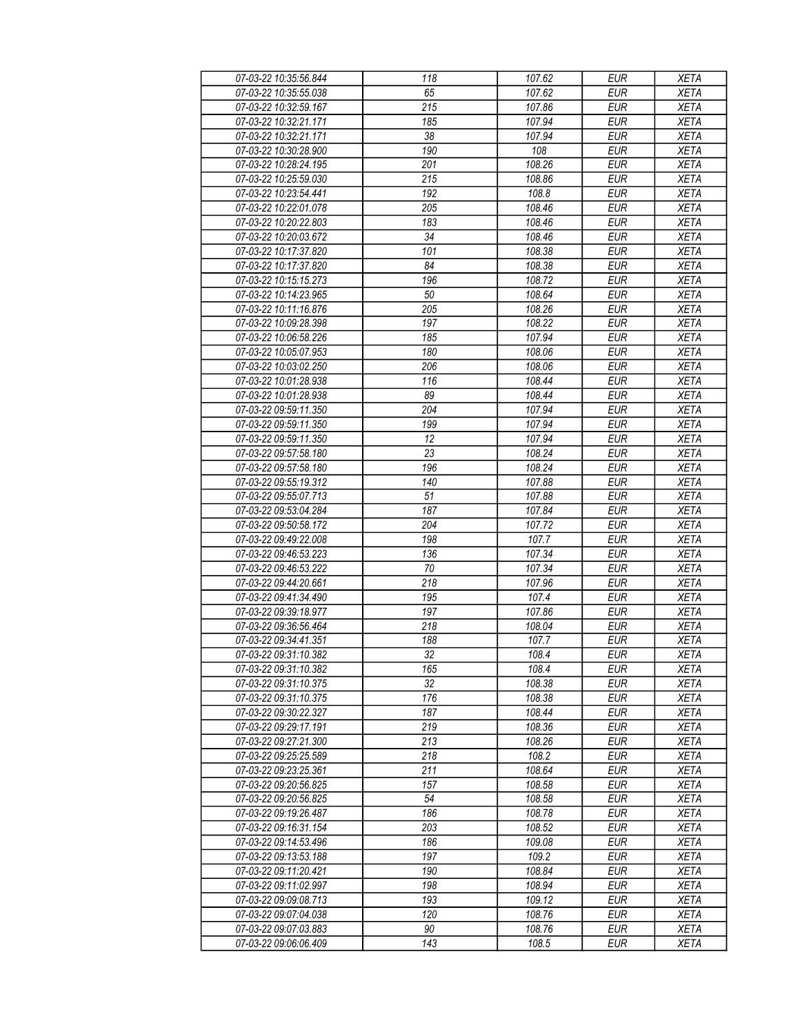| 07-03-22 10:35:56.844 | 118 | 107.62 | EUR | XETA |
|---|---|---|---|---|
| 07-03-22 10:35:55.038 | 65 | 107.62 | EUR | XETA |
| 07-03-22 10:32:59.167 | 215 | 107.86 | EUR | XETA |
| 07-03-22 10:32:21.171 | 185 | 107.94 | EUR | XETA |
| 07-03-22 10:32:21.171 | 38 | 107.94 | EUR | XETA |
| 07-03-22 10:30:28.900 | 190 | 108 | EUR | XETA |
| 07-03-22 10:28:24.195 | 201 | 108.26 | EUR | XETA |
| 07-03-22 10:25:59.030 | 215 | 108.86 | EUR | XETA |
| 07-03-22 10:23:54.441 | 192 | 108.8 | EUR | XETA |
| 07-03-22 10:22:01.078 | 205 | 108.46 | EUR | XETA |
| 07-03-22 10:20:22.803 | 183 | 108.46 | EUR | XETA |
| 07-03-22 10:20:03.672 | 34 | 108.46 | EUR | XETA |
| 07-03-22 10:17:37.820 | 101 | 108.38 | EUR | XETA |
| 07-03-22 10:17:37.820 | 84 | 108.38 | EUR | XETA |
| 07-03-22 10:15:15.273 | 196 | 108.72 | EUR | XETA |
| 07-03-22 10:14:23.965 | 50 | 108.64 | EUR | XETA |
| 07-03-22 10:11:16.876 | 205 | 108.26 | EUR | XETA |
| 07-03-22 10:09:28.398 | 197 | 108.22 | EUR | XETA |
| 07-03-22 10:06:58.226 | 185 | 107.94 | EUR | XETA |
| 07-03-22 10:05:07.953 | 180 | 108.06 | EUR | XETA |
| 07-03-22 10:03:02.250 | 206 | 108.06 | EUR | XETA |
| 07-03-22 10:01:28.938 | 116 | 108.44 | EUR | XETA |
| 07-03-22 10:01:28.938 | 89 | 108.44 | EUR | XETA |
| 07-03-22 09:59:11.350 | 204 | 107.94 | EUR | XETA |
| 07-03-22 09:59:11.350 | 199 | 107.94 | EUR | XETA |
| 07-03-22 09:59:11.350 | 12 | 107.94 | EUR | XETA |
| 07-03-22 09:57:58.180 | 23 | 108.24 | EUR | XETA |
| 07-03-22 09:57:58.180 | 196 | 108.24 | EUR | XETA |
| 07-03-22 09:55:19.312 | 140 | 107.88 | EUR | XETA |
| 07-03-22 09:55:07.713 | 51 | 107.88 | EUR | XETA |
| 07-03-22 09:53:04.284 | 187 | 107.84 | EUR | XETA |
| 07-03-22 09:50:58.172 | 204 | 107.72 | EUR | XETA |
| 07-03-22 09:49:22.008 | 198 | 107.7 | EUR | XETA |
| 07-03-22 09:46:53.223 | 136 | 107.34 | EUR | XETA |
| 07-03-22 09:46:53.222 | 70 | 107.34 | EUR | XETA |
| 07-03-22 09:44:20.661 | 218 | 107.96 | EUR | XETA |
| 07-03-22 09:41:34.490 | 195 | 107.4 | EUR | XETA |
| 07-03-22 09:39:18.977 | 197 | 107.86 | EUR | XETA |
| 07-03-22 09:36:56.464 | 218 | 108.04 | EUR | XETA |
| 07-03-22 09:34:41.351 | 188 | 107.7 | EUR | XETA |
| 07-03-22 09:31:10.382 | 32 | 108.4 | EUR | XETA |
| 07-03-22 09:31:10.382 | 165 | 108.4 | EUR | XETA |
| 07-03-22 09:31:10.375 | 32 | 108.38 | EUR | XETA |
| 07-03-22 09:31:10.375 | 176 | 108.38 | EUR | XETA |
| 07-03-22 09:30:22.327 | 187 | 108.44 | EUR | XETA |
| 07-03-22 09:29:17.191 | 219 | 108.36 | EUR | XETA |
| 07-03-22 09:27:21.300 | 213 | 108.26 | EUR | XETA |
| 07-03-22 09:25:25.589 | 218 | 108.2 | EUR | XETA |
| 07-03-22 09:23:25.361 | 211 | 108.64 | EUR | XETA |
| 07-03-22 09:20:56.825 | 157 | 108.58 | EUR | XETA |
| 07-03-22 09:20:56.825 | 54 | 108.58 | EUR | XETA |
| 07-03-22 09:19:26.487 | 186 | 108.78 | EUR | XETA |
| 07-03-22 09:16:31.154 | 203 | 108.52 | EUR | XETA |
| 07-03-22 09:14:53.496 | 186 | 109.08 | EUR | XETA |
| 07-03-22 09:13:53.188 | 197 | 109.2 | EUR | XETA |
| 07-03-22 09:11:20.421 | 190 | 108.84 | EUR | XETA |
| 07-03-22 09:11:02.997 | 198 | 108.94 | EUR | XETA |
| 07-03-22 09:09:08.713 | 193 | 109.12 | EUR | XETA |
| 07-03-22 09:07:04.038 | 120 | 108.76 | EUR | XETA |
| 07-03-22 09:07:03.883 | 90 | 108.76 | EUR | XETA |
| 07-03-22 09:06:06.409 | 143 | 108.5 | EUR | XETA |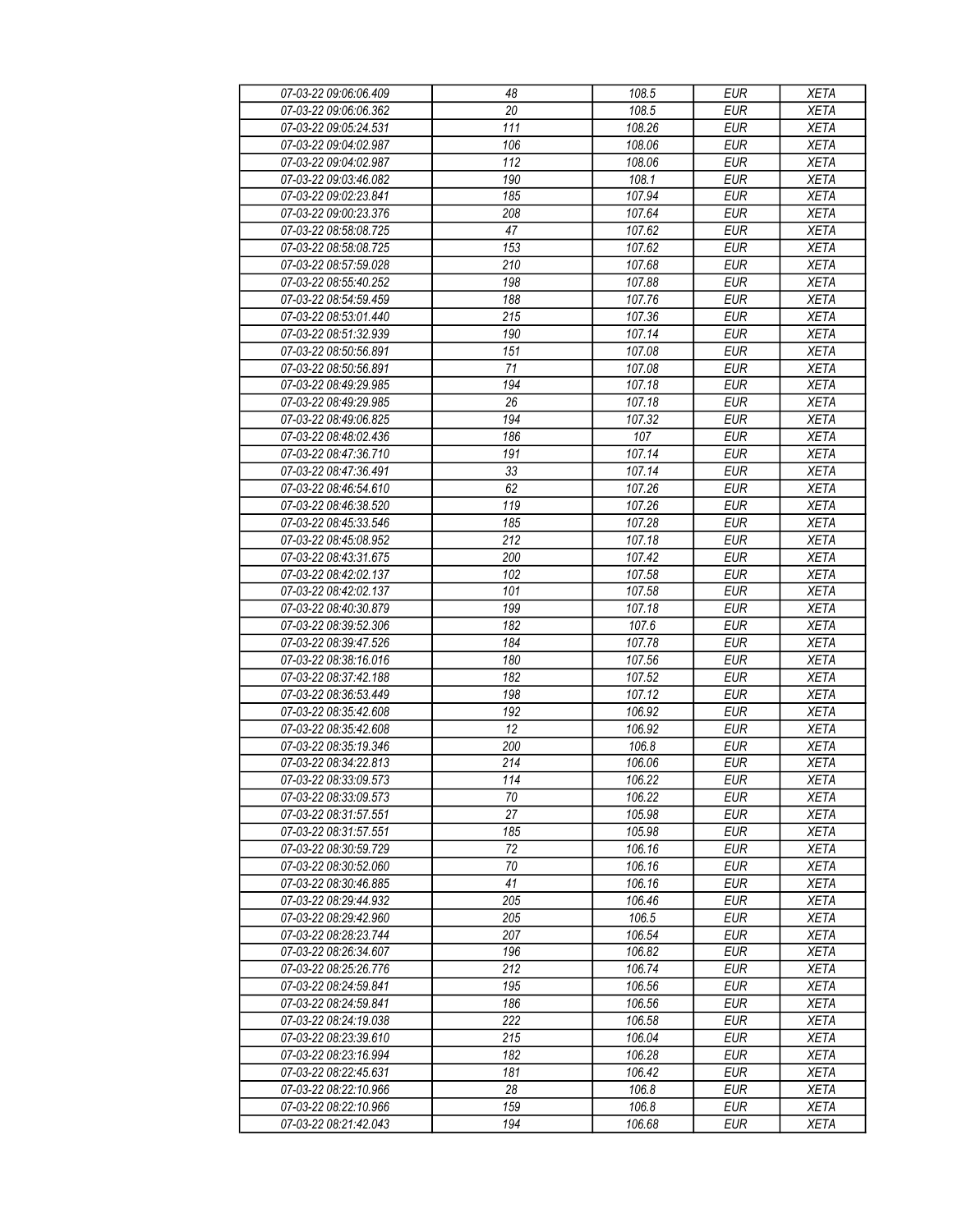| | | | | |
|---|---|---|---|---|
| 07-03-22 09:06:06.409 | 48 | 108.5 | EUR | XETA |
| 07-03-22 09:06:06.362 | 20 | 108.5 | EUR | XETA |
| 07-03-22 09:05:24.531 | 111 | 108.26 | EUR | XETA |
| 07-03-22 09:04:02.987 | 106 | 108.06 | EUR | XETA |
| 07-03-22 09:04:02.987 | 112 | 108.06 | EUR | XETA |
| 07-03-22 09:03:46.082 | 190 | 108.1 | EUR | XETA |
| 07-03-22 09:02:23.841 | 185 | 107.94 | EUR | XETA |
| 07-03-22 09:00:23.376 | 208 | 107.64 | EUR | XETA |
| 07-03-22 08:58:08.725 | 47 | 107.62 | EUR | XETA |
| 07-03-22 08:58:08.725 | 153 | 107.62 | EUR | XETA |
| 07-03-22 08:57:59.028 | 210 | 107.68 | EUR | XETA |
| 07-03-22 08:55:40.252 | 198 | 107.88 | EUR | XETA |
| 07-03-22 08:54:59.459 | 188 | 107.76 | EUR | XETA |
| 07-03-22 08:53:01.440 | 215 | 107.36 | EUR | XETA |
| 07-03-22 08:51:32.939 | 190 | 107.14 | EUR | XETA |
| 07-03-22 08:50:56.891 | 151 | 107.08 | EUR | XETA |
| 07-03-22 08:50:56.891 | 71 | 107.08 | EUR | XETA |
| 07-03-22 08:49:29.985 | 194 | 107.18 | EUR | XETA |
| 07-03-22 08:49:29.985 | 26 | 107.18 | EUR | XETA |
| 07-03-22 08:49:06.825 | 194 | 107.32 | EUR | XETA |
| 07-03-22 08:48:02.436 | 186 | 107 | EUR | XETA |
| 07-03-22 08:47:36.710 | 191 | 107.14 | EUR | XETA |
| 07-03-22 08:47:36.491 | 33 | 107.14 | EUR | XETA |
| 07-03-22 08:46:54.610 | 62 | 107.26 | EUR | XETA |
| 07-03-22 08:46:38.520 | 119 | 107.26 | EUR | XETA |
| 07-03-22 08:45:33.546 | 185 | 107.28 | EUR | XETA |
| 07-03-22 08:45:08.952 | 212 | 107.18 | EUR | XETA |
| 07-03-22 08:43:31.675 | 200 | 107.42 | EUR | XETA |
| 07-03-22 08:42:02.137 | 102 | 107.58 | EUR | XETA |
| 07-03-22 08:42:02.137 | 101 | 107.58 | EUR | XETA |
| 07-03-22 08:40:30.879 | 199 | 107.18 | EUR | XETA |
| 07-03-22 08:39:52.306 | 182 | 107.6 | EUR | XETA |
| 07-03-22 08:39:47.526 | 184 | 107.78 | EUR | XETA |
| 07-03-22 08:38:16.016 | 180 | 107.56 | EUR | XETA |
| 07-03-22 08:37:42.188 | 182 | 107.52 | EUR | XETA |
| 07-03-22 08:36:53.449 | 198 | 107.12 | EUR | XETA |
| 07-03-22 08:35:42.608 | 192 | 106.92 | EUR | XETA |
| 07-03-22 08:35:42.608 | 12 | 106.92 | EUR | XETA |
| 07-03-22 08:35:19.346 | 200 | 106.8 | EUR | XETA |
| 07-03-22 08:34:22.813 | 214 | 106.06 | EUR | XETA |
| 07-03-22 08:33:09.573 | 114 | 106.22 | EUR | XETA |
| 07-03-22 08:33:09.573 | 70 | 106.22 | EUR | XETA |
| 07-03-22 08:31:57.551 | 27 | 105.98 | EUR | XETA |
| 07-03-22 08:31:57.551 | 185 | 105.98 | EUR | XETA |
| 07-03-22 08:30:59.729 | 72 | 106.16 | EUR | XETA |
| 07-03-22 08:30:52.060 | 70 | 106.16 | EUR | XETA |
| 07-03-22 08:30:46.885 | 41 | 106.16 | EUR | XETA |
| 07-03-22 08:29:44.932 | 205 | 106.46 | EUR | XETA |
| 07-03-22 08:29:42.960 | 205 | 106.5 | EUR | XETA |
| 07-03-22 08:28:23.744 | 207 | 106.54 | EUR | XETA |
| 07-03-22 08:26:34.607 | 196 | 106.82 | EUR | XETA |
| 07-03-22 08:25:26.776 | 212 | 106.74 | EUR | XETA |
| 07-03-22 08:24:59.841 | 195 | 106.56 | EUR | XETA |
| 07-03-22 08:24:59.841 | 186 | 106.56 | EUR | XETA |
| 07-03-22 08:24:19.038 | 222 | 106.58 | EUR | XETA |
| 07-03-22 08:23:39.610 | 215 | 106.04 | EUR | XETA |
| 07-03-22 08:23:16.994 | 182 | 106.28 | EUR | XETA |
| 07-03-22 08:22:45.631 | 181 | 106.42 | EUR | XETA |
| 07-03-22 08:22:10.966 | 28 | 106.8 | EUR | XETA |
| 07-03-22 08:22:10.966 | 159 | 106.8 | EUR | XETA |
| 07-03-22 08:21:42.043 | 194 | 106.68 | EUR | XETA |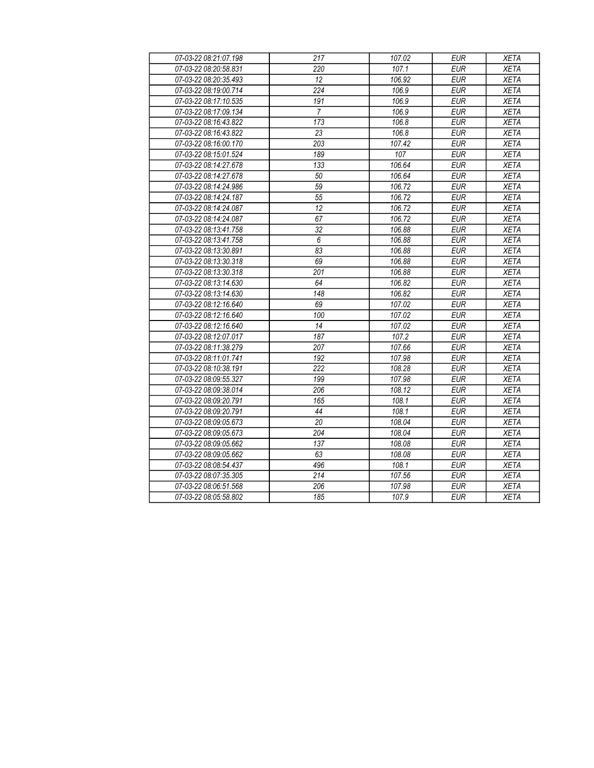| | | | | |
|---|---|---|---|---|
| 07-03-22 08:21:07.198 | 217 | 107.02 | EUR | XETA |
| 07-03-22 08:20:58.831 | 220 | 107.1 | EUR | XETA |
| 07-03-22 08:20:35.493 | 12 | 106.92 | EUR | XETA |
| 07-03-22 08:19:00.714 | 224 | 106.9 | EUR | XETA |
| 07-03-22 08:17:10.535 | 191 | 106.9 | EUR | XETA |
| 07-03-22 08:17:09.134 | 7 | 106.9 | EUR | XETA |
| 07-03-22 08:16:43.822 | 173 | 106.8 | EUR | XETA |
| 07-03-22 08:16:43.822 | 23 | 106.8 | EUR | XETA |
| 07-03-22 08:16:00.170 | 203 | 107.42 | EUR | XETA |
| 07-03-22 08:15:01.524 | 189 | 107 | EUR | XETA |
| 07-03-22 08:14:27.678 | 133 | 106.64 | EUR | XETA |
| 07-03-22 08:14:27.678 | 50 | 106.64 | EUR | XETA |
| 07-03-22 08:14:24.986 | 59 | 106.72 | EUR | XETA |
| 07-03-22 08:14:24.187 | 55 | 106.72 | EUR | XETA |
| 07-03-22 08:14:24.087 | 12 | 106.72 | EUR | XETA |
| 07-03-22 08:14:24.087 | 67 | 106.72 | EUR | XETA |
| 07-03-22 08:13:41.758 | 32 | 106.88 | EUR | XETA |
| 07-03-22 08:13:41.758 | 6 | 106.88 | EUR | XETA |
| 07-03-22 08:13:30.891 | 83 | 106.88 | EUR | XETA |
| 07-03-22 08:13:30.318 | 69 | 106.88 | EUR | XETA |
| 07-03-22 08:13:30.318 | 201 | 106.88 | EUR | XETA |
| 07-03-22 08:13:14.630 | 64 | 106.82 | EUR | XETA |
| 07-03-22 08:13:14.630 | 148 | 106.82 | EUR | XETA |
| 07-03-22 08:12:16.640 | 69 | 107.02 | EUR | XETA |
| 07-03-22 08:12:16.640 | 100 | 107.02 | EUR | XETA |
| 07-03-22 08:12:16.640 | 14 | 107.02 | EUR | XETA |
| 07-03-22 08:12:07.017 | 187 | 107.2 | EUR | XETA |
| 07-03-22 08:11:38.279 | 207 | 107.66 | EUR | XETA |
| 07-03-22 08:11:01.741 | 192 | 107.98 | EUR | XETA |
| 07-03-22 08:10:38.191 | 222 | 108.28 | EUR | XETA |
| 07-03-22 08:09:55.327 | 199 | 107.98 | EUR | XETA |
| 07-03-22 08:09:38.014 | 206 | 108.12 | EUR | XETA |
| 07-03-22 08:09:20.791 | 165 | 108.1 | EUR | XETA |
| 07-03-22 08:09:20.791 | 44 | 108.1 | EUR | XETA |
| 07-03-22 08:09:05.673 | 20 | 108.04 | EUR | XETA |
| 07-03-22 08:09:05.673 | 204 | 108.04 | EUR | XETA |
| 07-03-22 08:09:05.662 | 137 | 108.08 | EUR | XETA |
| 07-03-22 08:09:05.662 | 63 | 108.08 | EUR | XETA |
| 07-03-22 08:08:54.437 | 496 | 108.1 | EUR | XETA |
| 07-03-22 08:07:35.305 | 214 | 107.56 | EUR | XETA |
| 07-03-22 08:06:51.568 | 206 | 107.98 | EUR | XETA |
| 07-03-22 08:05:58.802 | 185 | 107.9 | EUR | XETA |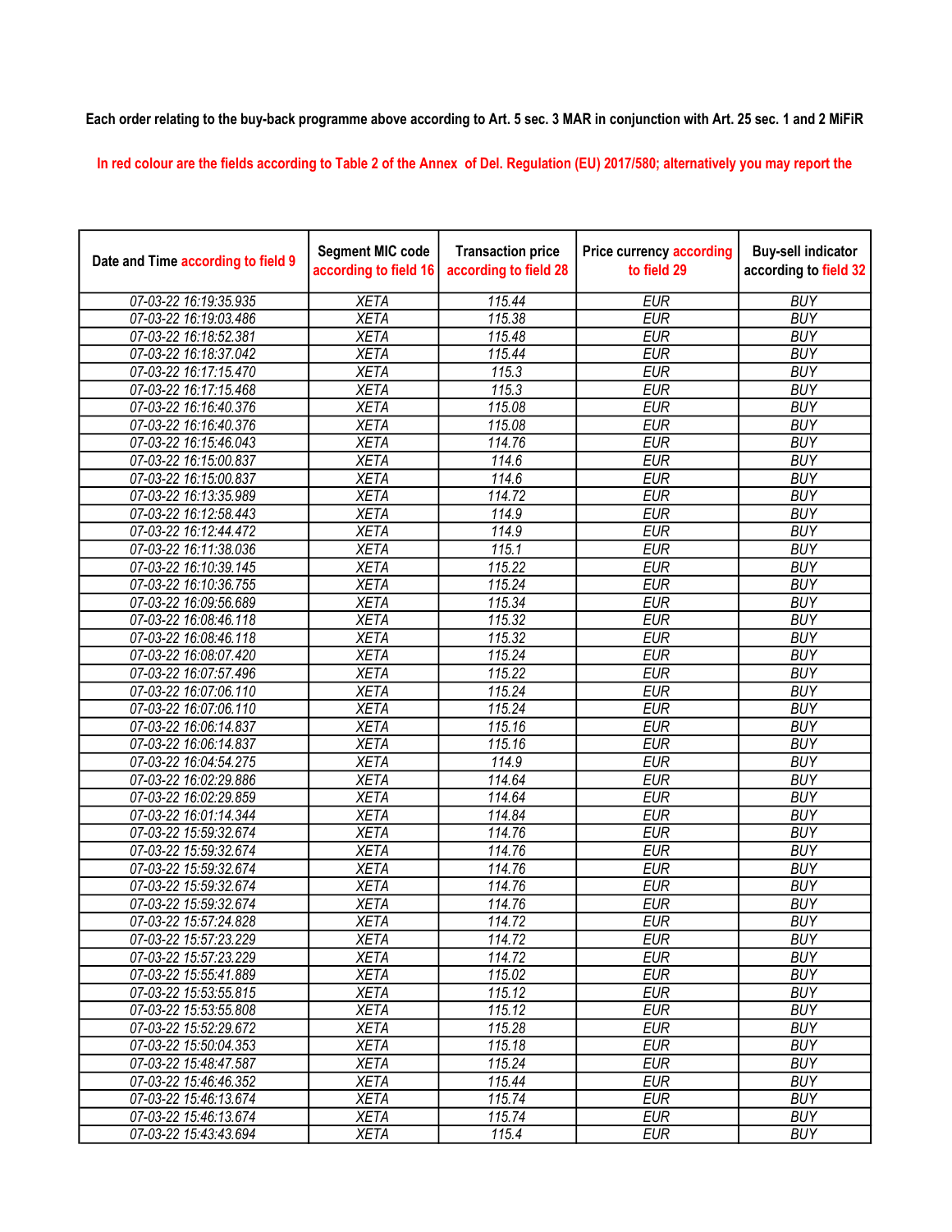Each order relating to the buy-back programme above according to Art. 5 sec. 3 MAR in conjunction with Art. 25 sec. 1 and 2 MiFiR

In red colour are the fields according to Table 2 of the Annex of Del. Regulation (EU) 2017/580; alternatively you may report the

| Date and Time according to field 9 | Segment MIC code according to field 16 | Transaction price according to field 28 | Price currency according to field 29 | Buy-sell indicator according to field 32 |
|---|---|---|---|---|
| 07-03-22 16:19:35.935 | XETA | 115.44 | EUR | BUY |
| 07-03-22 16:19:03.486 | XETA | 115.38 | EUR | BUY |
| 07-03-22 16:18:52.381 | XETA | 115.48 | EUR | BUY |
| 07-03-22 16:18:37.042 | XETA | 115.44 | EUR | BUY |
| 07-03-22 16:17:15.470 | XETA | 115.3 | EUR | BUY |
| 07-03-22 16:17:15.468 | XETA | 115.3 | EUR | BUY |
| 07-03-22 16:16:40.376 | XETA | 115.08 | EUR | BUY |
| 07-03-22 16:16:40.376 | XETA | 115.08 | EUR | BUY |
| 07-03-22 16:15:46.043 | XETA | 114.76 | EUR | BUY |
| 07-03-22 16:15:00.837 | XETA | 114.6 | EUR | BUY |
| 07-03-22 16:15:00.837 | XETA | 114.6 | EUR | BUY |
| 07-03-22 16:13:35.989 | XETA | 114.72 | EUR | BUY |
| 07-03-22 16:12:58.443 | XETA | 114.9 | EUR | BUY |
| 07-03-22 16:12:44.472 | XETA | 114.9 | EUR | BUY |
| 07-03-22 16:11:38.036 | XETA | 115.1 | EUR | BUY |
| 07-03-22 16:10:39.145 | XETA | 115.22 | EUR | BUY |
| 07-03-22 16:10:36.755 | XETA | 115.24 | EUR | BUY |
| 07-03-22 16:09:56.689 | XETA | 115.34 | EUR | BUY |
| 07-03-22 16:08:46.118 | XETA | 115.32 | EUR | BUY |
| 07-03-22 16:08:46.118 | XETA | 115.32 | EUR | BUY |
| 07-03-22 16:08:07.420 | XETA | 115.24 | EUR | BUY |
| 07-03-22 16:07:57.496 | XETA | 115.22 | EUR | BUY |
| 07-03-22 16:07:06.110 | XETA | 115.24 | EUR | BUY |
| 07-03-22 16:07:06.110 | XETA | 115.24 | EUR | BUY |
| 07-03-22 16:06:14.837 | XETA | 115.16 | EUR | BUY |
| 07-03-22 16:06:14.837 | XETA | 115.16 | EUR | BUY |
| 07-03-22 16:04:54.275 | XETA | 114.9 | EUR | BUY |
| 07-03-22 16:02:29.886 | XETA | 114.64 | EUR | BUY |
| 07-03-22 16:02:29.859 | XETA | 114.64 | EUR | BUY |
| 07-03-22 16:01:14.344 | XETA | 114.84 | EUR | BUY |
| 07-03-22 15:59:32.674 | XETA | 114.76 | EUR | BUY |
| 07-03-22 15:59:32.674 | XETA | 114.76 | EUR | BUY |
| 07-03-22 15:59:32.674 | XETA | 114.76 | EUR | BUY |
| 07-03-22 15:59:32.674 | XETA | 114.76 | EUR | BUY |
| 07-03-22 15:59:32.674 | XETA | 114.76 | EUR | BUY |
| 07-03-22 15:57:24.828 | XETA | 114.72 | EUR | BUY |
| 07-03-22 15:57:23.229 | XETA | 114.72 | EUR | BUY |
| 07-03-22 15:57:23.229 | XETA | 114.72 | EUR | BUY |
| 07-03-22 15:55:41.889 | XETA | 115.02 | EUR | BUY |
| 07-03-22 15:53:55.815 | XETA | 115.12 | EUR | BUY |
| 07-03-22 15:53:55.808 | XETA | 115.12 | EUR | BUY |
| 07-03-22 15:52:29.672 | XETA | 115.28 | EUR | BUY |
| 07-03-22 15:50:04.353 | XETA | 115.18 | EUR | BUY |
| 07-03-22 15:48:47.587 | XETA | 115.24 | EUR | BUY |
| 07-03-22 15:46:46.352 | XETA | 115.44 | EUR | BUY |
| 07-03-22 15:46:13.674 | XETA | 115.74 | EUR | BUY |
| 07-03-22 15:46:13.674 | XETA | 115.74 | EUR | BUY |
| 07-03-22 15:43:43.694 | XETA | 115.4 | EUR | BUY |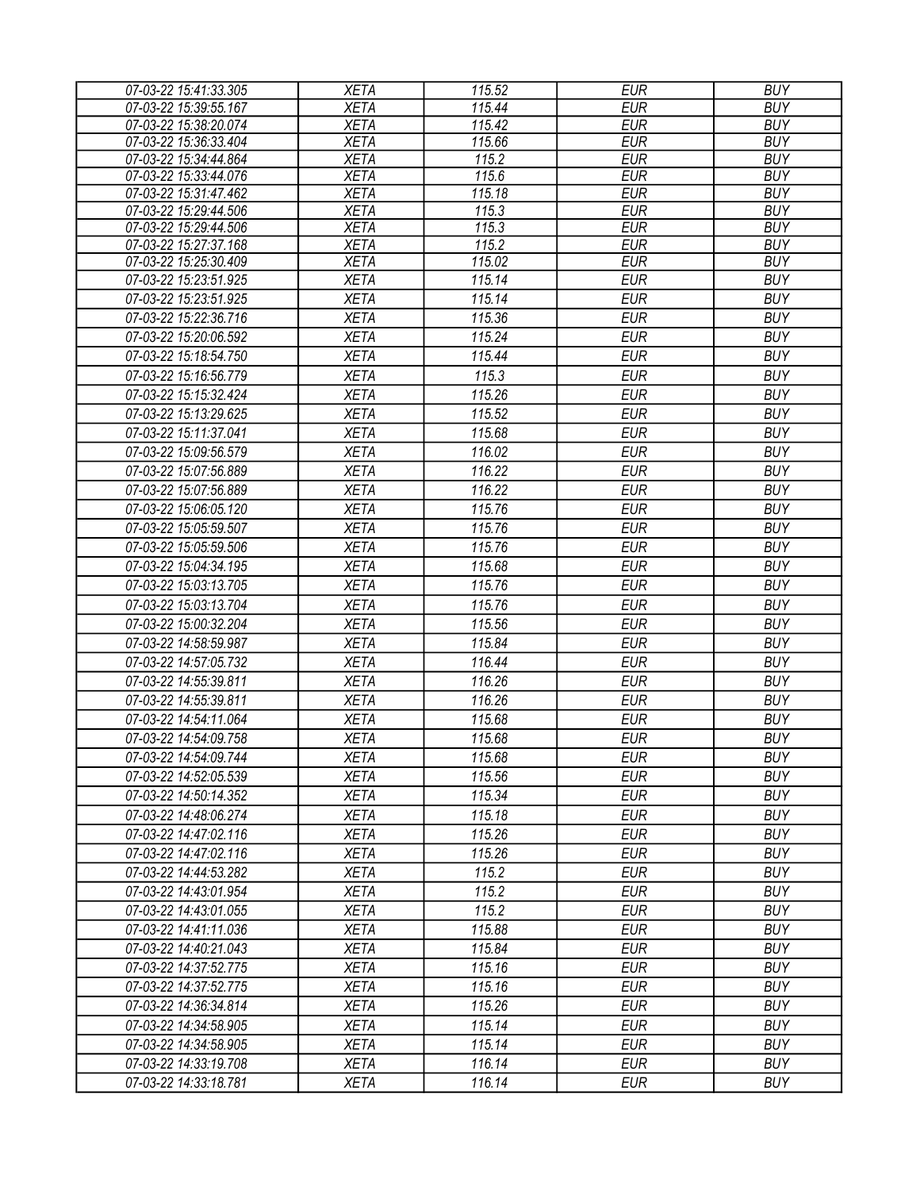| 07-03-22 15:41:33.305 | XETA | 115.52 | EUR | BUY |
|---|---|---|---|---|
| 07-03-22 15:39:55.167 | XETA | 115.44 | EUR | BUY |
| 07-03-22 15:38:20.074 | XETA | 115.42 | EUR | BUY |
| 07-03-22 15:36:33.404 | XETA | 115.66 | EUR | BUY |
| 07-03-22 15:34:44.864 | XETA | 115.2 | EUR | BUY |
| 07-03-22 15:33:44.076 | XETA | 115.6 | EUR | BUY |
| 07-03-22 15:31:47.462 | XETA | 115.18 | EUR | BUY |
| 07-03-22 15:29:44.506 | XETA | 115.3 | EUR | BUY |
| 07-03-22 15:29:44.506 | XETA | 115.3 | EUR | BUY |
| 07-03-22 15:27:37.168 | XETA | 115.2 | EUR | BUY |
| 07-03-22 15:25:30.409 | XETA | 115.02 | EUR | BUY |
| 07-03-22 15:23:51.925 | XETA | 115.14 | EUR | BUY |
| 07-03-22 15:23:51.925 | XETA | 115.14 | EUR | BUY |
| 07-03-22 15:22:36.716 | XETA | 115.36 | EUR | BUY |
| 07-03-22 15:20:06.592 | XETA | 115.24 | EUR | BUY |
| 07-03-22 15:18:54.750 | XETA | 115.44 | EUR | BUY |
| 07-03-22 15:16:56.779 | XETA | 115.3 | EUR | BUY |
| 07-03-22 15:15:32.424 | XETA | 115.26 | EUR | BUY |
| 07-03-22 15:13:29.625 | XETA | 115.52 | EUR | BUY |
| 07-03-22 15:11:37.041 | XETA | 115.68 | EUR | BUY |
| 07-03-22 15:09:56.579 | XETA | 116.02 | EUR | BUY |
| 07-03-22 15:07:56.889 | XETA | 116.22 | EUR | BUY |
| 07-03-22 15:07:56.889 | XETA | 116.22 | EUR | BUY |
| 07-03-22 15:06:05.120 | XETA | 115.76 | EUR | BUY |
| 07-03-22 15:05:59.507 | XETA | 115.76 | EUR | BUY |
| 07-03-22 15:05:59.506 | XETA | 115.76 | EUR | BUY |
| 07-03-22 15:04:34.195 | XETA | 115.68 | EUR | BUY |
| 07-03-22 15:03:13.705 | XETA | 115.76 | EUR | BUY |
| 07-03-22 15:03:13.704 | XETA | 115.76 | EUR | BUY |
| 07-03-22 15:00:32.204 | XETA | 115.56 | EUR | BUY |
| 07-03-22 14:58:59.987 | XETA | 115.84 | EUR | BUY |
| 07-03-22 14:57:05.732 | XETA | 116.44 | EUR | BUY |
| 07-03-22 14:55:39.811 | XETA | 116.26 | EUR | BUY |
| 07-03-22 14:55:39.811 | XETA | 116.26 | EUR | BUY |
| 07-03-22 14:54:11.064 | XETA | 115.68 | EUR | BUY |
| 07-03-22 14:54:09.758 | XETA | 115.68 | EUR | BUY |
| 07-03-22 14:54:09.744 | XETA | 115.68 | EUR | BUY |
| 07-03-22 14:52:05.539 | XETA | 115.56 | EUR | BUY |
| 07-03-22 14:50:14.352 | XETA | 115.34 | EUR | BUY |
| 07-03-22 14:48:06.274 | XETA | 115.18 | EUR | BUY |
| 07-03-22 14:47:02.116 | XETA | 115.26 | EUR | BUY |
| 07-03-22 14:47:02.116 | XETA | 115.26 | EUR | BUY |
| 07-03-22 14:44:53.282 | XETA | 115.2 | EUR | BUY |
| 07-03-22 14:43:01.954 | XETA | 115.2 | EUR | BUY |
| 07-03-22 14:43:01.055 | XETA | 115.2 | EUR | BUY |
| 07-03-22 14:41:11.036 | XETA | 115.88 | EUR | BUY |
| 07-03-22 14:40:21.043 | XETA | 115.84 | EUR | BUY |
| 07-03-22 14:37:52.775 | XETA | 115.16 | EUR | BUY |
| 07-03-22 14:37:52.775 | XETA | 115.16 | EUR | BUY |
| 07-03-22 14:36:34.814 | XETA | 115.26 | EUR | BUY |
| 07-03-22 14:34:58.905 | XETA | 115.14 | EUR | BUY |
| 07-03-22 14:34:58.905 | XETA | 115.14 | EUR | BUY |
| 07-03-22 14:33:19.708 | XETA | 116.14 | EUR | BUY |
| 07-03-22 14:33:18.781 | XETA | 116.14 | EUR | BUY |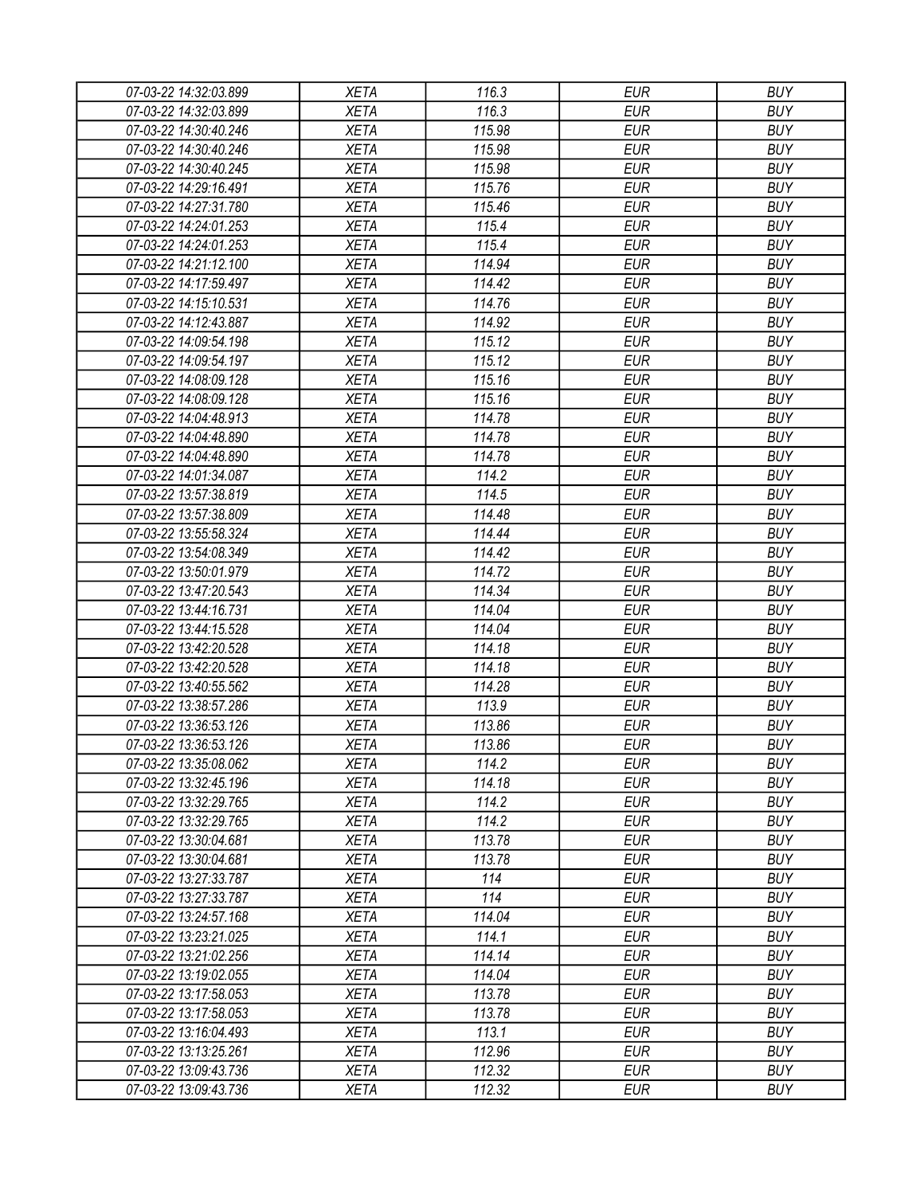| 07-03-22 14:32:03.899 | XETA | 116.3 | EUR | BUY |
|---|---|---|---|---|
| 07-03-22 14:32:03.899 | XETA | 116.3 | EUR | BUY |
| 07-03-22 14:30:40.246 | XETA | 115.98 | EUR | BUY |
| 07-03-22 14:30:40.246 | XETA | 115.98 | EUR | BUY |
| 07-03-22 14:30:40.245 | XETA | 115.98 | EUR | BUY |
| 07-03-22 14:29:16.491 | XETA | 115.76 | EUR | BUY |
| 07-03-22 14:27:31.780 | XETA | 115.46 | EUR | BUY |
| 07-03-22 14:24:01.253 | XETA | 115.4 | EUR | BUY |
| 07-03-22 14:24:01.253 | XETA | 115.4 | EUR | BUY |
| 07-03-22 14:21:12.100 | XETA | 114.94 | EUR | BUY |
| 07-03-22 14:17:59.497 | XETA | 114.42 | EUR | BUY |
| 07-03-22 14:15:10.531 | XETA | 114.76 | EUR | BUY |
| 07-03-22 14:12:43.887 | XETA | 114.92 | EUR | BUY |
| 07-03-22 14:09:54.198 | XETA | 115.12 | EUR | BUY |
| 07-03-22 14:09:54.197 | XETA | 115.12 | EUR | BUY |
| 07-03-22 14:08:09.128 | XETA | 115.16 | EUR | BUY |
| 07-03-22 14:08:09.128 | XETA | 115.16 | EUR | BUY |
| 07-03-22 14:04:48.913 | XETA | 114.78 | EUR | BUY |
| 07-03-22 14:04:48.890 | XETA | 114.78 | EUR | BUY |
| 07-03-22 14:04:48.890 | XETA | 114.78 | EUR | BUY |
| 07-03-22 14:01:34.087 | XETA | 114.2 | EUR | BUY |
| 07-03-22 13:57:38.819 | XETA | 114.5 | EUR | BUY |
| 07-03-22 13:57:38.809 | XETA | 114.48 | EUR | BUY |
| 07-03-22 13:55:58.324 | XETA | 114.44 | EUR | BUY |
| 07-03-22 13:54:08.349 | XETA | 114.42 | EUR | BUY |
| 07-03-22 13:50:01.979 | XETA | 114.72 | EUR | BUY |
| 07-03-22 13:47:20.543 | XETA | 114.34 | EUR | BUY |
| 07-03-22 13:44:16.731 | XETA | 114.04 | EUR | BUY |
| 07-03-22 13:44:15.528 | XETA | 114.04 | EUR | BUY |
| 07-03-22 13:42:20.528 | XETA | 114.18 | EUR | BUY |
| 07-03-22 13:42:20.528 | XETA | 114.18 | EUR | BUY |
| 07-03-22 13:40:55.562 | XETA | 114.28 | EUR | BUY |
| 07-03-22 13:38:57.286 | XETA | 113.9 | EUR | BUY |
| 07-03-22 13:36:53.126 | XETA | 113.86 | EUR | BUY |
| 07-03-22 13:36:53.126 | XETA | 113.86 | EUR | BUY |
| 07-03-22 13:35:08.062 | XETA | 114.2 | EUR | BUY |
| 07-03-22 13:32:45.196 | XETA | 114.18 | EUR | BUY |
| 07-03-22 13:32:29.765 | XETA | 114.2 | EUR | BUY |
| 07-03-22 13:32:29.765 | XETA | 114.2 | EUR | BUY |
| 07-03-22 13:30:04.681 | XETA | 113.78 | EUR | BUY |
| 07-03-22 13:30:04.681 | XETA | 113.78 | EUR | BUY |
| 07-03-22 13:27:33.787 | XETA | 114 | EUR | BUY |
| 07-03-22 13:27:33.787 | XETA | 114 | EUR | BUY |
| 07-03-22 13:24:57.168 | XETA | 114.04 | EUR | BUY |
| 07-03-22 13:23:21.025 | XETA | 114.1 | EUR | BUY |
| 07-03-22 13:21:02.256 | XETA | 114.14 | EUR | BUY |
| 07-03-22 13:19:02.055 | XETA | 114.04 | EUR | BUY |
| 07-03-22 13:17:58.053 | XETA | 113.78 | EUR | BUY |
| 07-03-22 13:17:58.053 | XETA | 113.78 | EUR | BUY |
| 07-03-22 13:16:04.493 | XETA | 113.1 | EUR | BUY |
| 07-03-22 13:13:25.261 | XETA | 112.96 | EUR | BUY |
| 07-03-22 13:09:43.736 | XETA | 112.32 | EUR | BUY |
| 07-03-22 13:09:43.736 | XETA | 112.32 | EUR | BUY |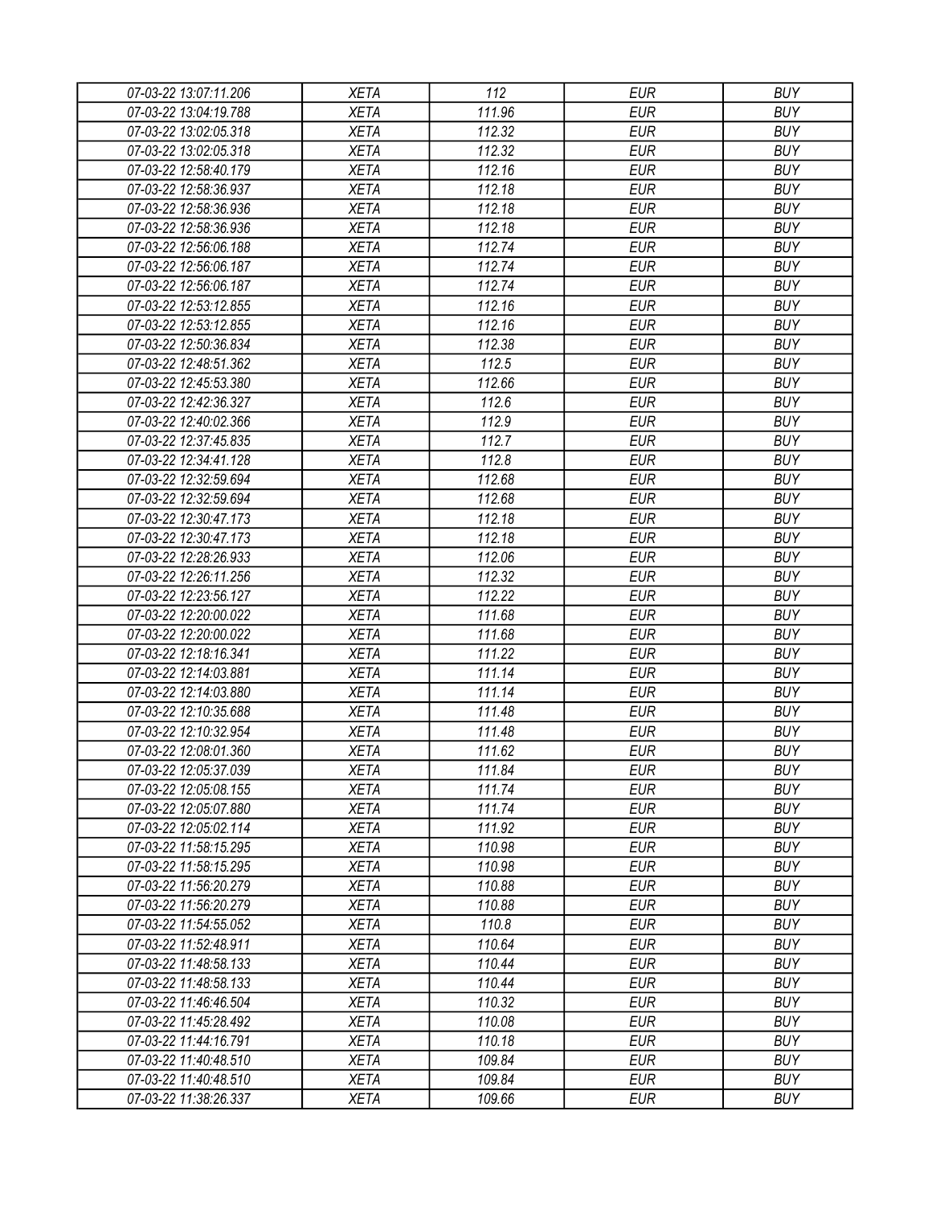| 07-03-22 13:07:11.206 | XETA | 112 | EUR | BUY |
|---|---|---|---|---|
| 07-03-22 13:04:19.788 | XETA | 111.96 | EUR | BUY |
| 07-03-22 13:02:05.318 | XETA | 112.32 | EUR | BUY |
| 07-03-22 13:02:05.318 | XETA | 112.32 | EUR | BUY |
| 07-03-22 12:58:40.179 | XETA | 112.16 | EUR | BUY |
| 07-03-22 12:58:36.937 | XETA | 112.18 | EUR | BUY |
| 07-03-22 12:58:36.936 | XETA | 112.18 | EUR | BUY |
| 07-03-22 12:58:36.936 | XETA | 112.18 | EUR | BUY |
| 07-03-22 12:56:06.188 | XETA | 112.74 | EUR | BUY |
| 07-03-22 12:56:06.187 | XETA | 112.74 | EUR | BUY |
| 07-03-22 12:56:06.187 | XETA | 112.74 | EUR | BUY |
| 07-03-22 12:53:12.855 | XETA | 112.16 | EUR | BUY |
| 07-03-22 12:53:12.855 | XETA | 112.16 | EUR | BUY |
| 07-03-22 12:50:36.834 | XETA | 112.38 | EUR | BUY |
| 07-03-22 12:48:51.362 | XETA | 112.5 | EUR | BUY |
| 07-03-22 12:45:53.380 | XETA | 112.66 | EUR | BUY |
| 07-03-22 12:42:36.327 | XETA | 112.6 | EUR | BUY |
| 07-03-22 12:40:02.366 | XETA | 112.9 | EUR | BUY |
| 07-03-22 12:37:45.835 | XETA | 112.7 | EUR | BUY |
| 07-03-22 12:34:41.128 | XETA | 112.8 | EUR | BUY |
| 07-03-22 12:32:59.694 | XETA | 112.68 | EUR | BUY |
| 07-03-22 12:32:59.694 | XETA | 112.68 | EUR | BUY |
| 07-03-22 12:30:47.173 | XETA | 112.18 | EUR | BUY |
| 07-03-22 12:30:47.173 | XETA | 112.18 | EUR | BUY |
| 07-03-22 12:28:26.933 | XETA | 112.06 | EUR | BUY |
| 07-03-22 12:26:11.256 | XETA | 112.32 | EUR | BUY |
| 07-03-22 12:23:56.127 | XETA | 112.22 | EUR | BUY |
| 07-03-22 12:20:00.022 | XETA | 111.68 | EUR | BUY |
| 07-03-22 12:20:00.022 | XETA | 111.68 | EUR | BUY |
| 07-03-22 12:18:16.341 | XETA | 111.22 | EUR | BUY |
| 07-03-22 12:14:03.881 | XETA | 111.14 | EUR | BUY |
| 07-03-22 12:14:03.880 | XETA | 111.14 | EUR | BUY |
| 07-03-22 12:10:35.688 | XETA | 111.48 | EUR | BUY |
| 07-03-22 12:10:32.954 | XETA | 111.48 | EUR | BUY |
| 07-03-22 12:08:01.360 | XETA | 111.62 | EUR | BUY |
| 07-03-22 12:05:37.039 | XETA | 111.84 | EUR | BUY |
| 07-03-22 12:05:08.155 | XETA | 111.74 | EUR | BUY |
| 07-03-22 12:05:07.880 | XETA | 111.74 | EUR | BUY |
| 07-03-22 12:05:02.114 | XETA | 111.92 | EUR | BUY |
| 07-03-22 11:58:15.295 | XETA | 110.98 | EUR | BUY |
| 07-03-22 11:58:15.295 | XETA | 110.98 | EUR | BUY |
| 07-03-22 11:56:20.279 | XETA | 110.88 | EUR | BUY |
| 07-03-22 11:56:20.279 | XETA | 110.88 | EUR | BUY |
| 07-03-22 11:54:55.052 | XETA | 110.8 | EUR | BUY |
| 07-03-22 11:52:48.911 | XETA | 110.64 | EUR | BUY |
| 07-03-22 11:48:58.133 | XETA | 110.44 | EUR | BUY |
| 07-03-22 11:48:58.133 | XETA | 110.44 | EUR | BUY |
| 07-03-22 11:46:46.504 | XETA | 110.32 | EUR | BUY |
| 07-03-22 11:45:28.492 | XETA | 110.08 | EUR | BUY |
| 07-03-22 11:44:16.791 | XETA | 110.18 | EUR | BUY |
| 07-03-22 11:40:48.510 | XETA | 109.84 | EUR | BUY |
| 07-03-22 11:40:48.510 | XETA | 109.84 | EUR | BUY |
| 07-03-22 11:38:26.337 | XETA | 109.66 | EUR | BUY |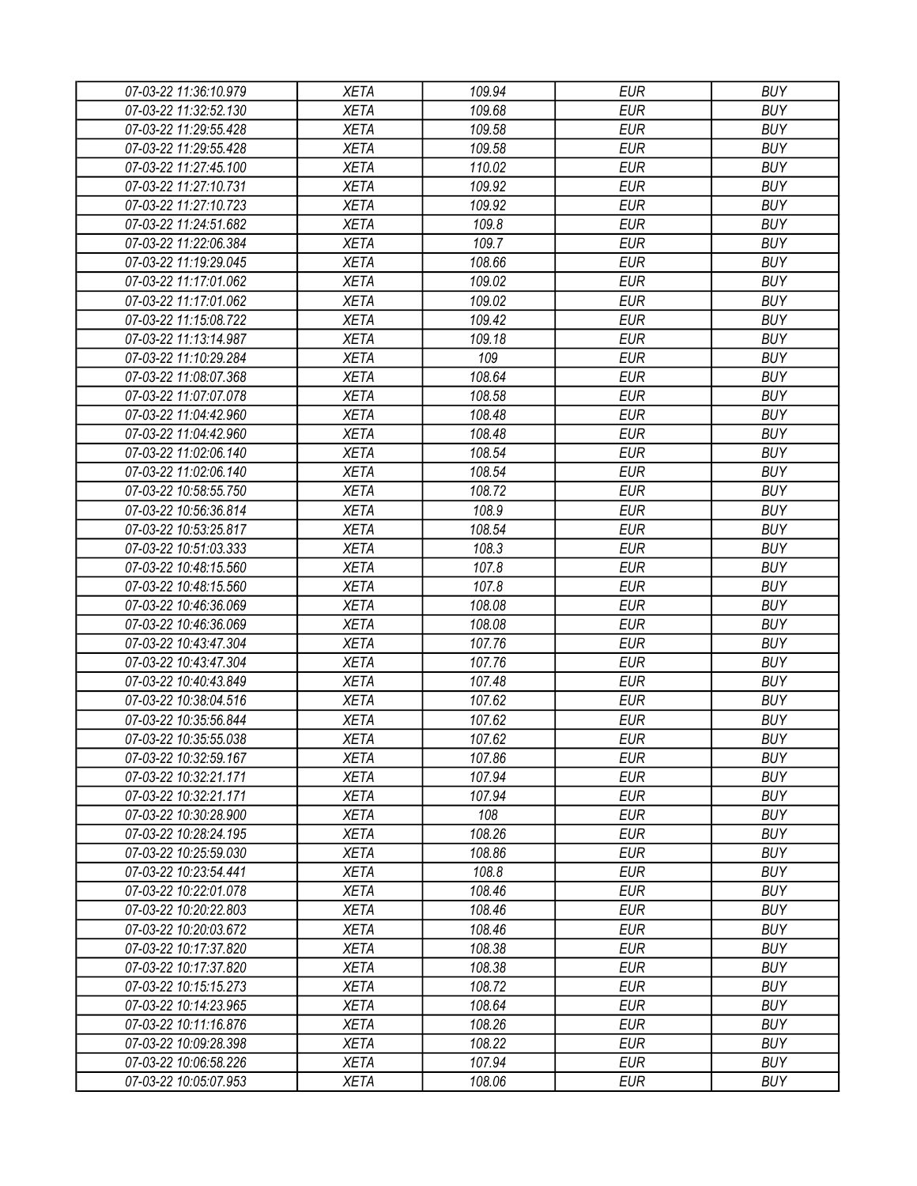| 07-03-22 11:36:10.979 | XETA | 109.94 | EUR | BUY |
|---|---|---|---|---|
| 07-03-22 11:32:52.130 | XETA | 109.68 | EUR | BUY |
| 07-03-22 11:29:55.428 | XETA | 109.58 | EUR | BUY |
| 07-03-22 11:29:55.428 | XETA | 109.58 | EUR | BUY |
| 07-03-22 11:27:45.100 | XETA | 110.02 | EUR | BUY |
| 07-03-22 11:27:10.731 | XETA | 109.92 | EUR | BUY |
| 07-03-22 11:27:10.723 | XETA | 109.92 | EUR | BUY |
| 07-03-22 11:24:51.682 | XETA | 109.8 | EUR | BUY |
| 07-03-22 11:22:06.384 | XETA | 109.7 | EUR | BUY |
| 07-03-22 11:19:29.045 | XETA | 108.66 | EUR | BUY |
| 07-03-22 11:17:01.062 | XETA | 109.02 | EUR | BUY |
| 07-03-22 11:17:01.062 | XETA | 109.02 | EUR | BUY |
| 07-03-22 11:15:08.722 | XETA | 109.42 | EUR | BUY |
| 07-03-22 11:13:14.987 | XETA | 109.18 | EUR | BUY |
| 07-03-22 11:10:29.284 | XETA | 109 | EUR | BUY |
| 07-03-22 11:08:07.368 | XETA | 108.64 | EUR | BUY |
| 07-03-22 11:07:07.078 | XETA | 108.58 | EUR | BUY |
| 07-03-22 11:04:42.960 | XETA | 108.48 | EUR | BUY |
| 07-03-22 11:04:42.960 | XETA | 108.48 | EUR | BUY |
| 07-03-22 11:02:06.140 | XETA | 108.54 | EUR | BUY |
| 07-03-22 11:02:06.140 | XETA | 108.54 | EUR | BUY |
| 07-03-22 10:58:55.750 | XETA | 108.72 | EUR | BUY |
| 07-03-22 10:56:36.814 | XETA | 108.9 | EUR | BUY |
| 07-03-22 10:53:25.817 | XETA | 108.54 | EUR | BUY |
| 07-03-22 10:51:03.333 | XETA | 108.3 | EUR | BUY |
| 07-03-22 10:48:15.560 | XETA | 107.8 | EUR | BUY |
| 07-03-22 10:48:15.560 | XETA | 107.8 | EUR | BUY |
| 07-03-22 10:46:36.069 | XETA | 108.08 | EUR | BUY |
| 07-03-22 10:46:36.069 | XETA | 108.08 | EUR | BUY |
| 07-03-22 10:43:47.304 | XETA | 107.76 | EUR | BUY |
| 07-03-22 10:43:47.304 | XETA | 107.76 | EUR | BUY |
| 07-03-22 10:40:43.849 | XETA | 107.48 | EUR | BUY |
| 07-03-22 10:38:04.516 | XETA | 107.62 | EUR | BUY |
| 07-03-22 10:35:56.844 | XETA | 107.62 | EUR | BUY |
| 07-03-22 10:35:55.038 | XETA | 107.62 | EUR | BUY |
| 07-03-22 10:32:59.167 | XETA | 107.86 | EUR | BUY |
| 07-03-22 10:32:21.171 | XETA | 107.94 | EUR | BUY |
| 07-03-22 10:32:21.171 | XETA | 107.94 | EUR | BUY |
| 07-03-22 10:30:28.900 | XETA | 108 | EUR | BUY |
| 07-03-22 10:28:24.195 | XETA | 108.26 | EUR | BUY |
| 07-03-22 10:25:59.030 | XETA | 108.86 | EUR | BUY |
| 07-03-22 10:23:54.441 | XETA | 108.8 | EUR | BUY |
| 07-03-22 10:22:01.078 | XETA | 108.46 | EUR | BUY |
| 07-03-22 10:20:22.803 | XETA | 108.46 | EUR | BUY |
| 07-03-22 10:20:03.672 | XETA | 108.46 | EUR | BUY |
| 07-03-22 10:17:37.820 | XETA | 108.38 | EUR | BUY |
| 07-03-22 10:17:37.820 | XETA | 108.38 | EUR | BUY |
| 07-03-22 10:15:15.273 | XETA | 108.72 | EUR | BUY |
| 07-03-22 10:14:23.965 | XETA | 108.64 | EUR | BUY |
| 07-03-22 10:11:16.876 | XETA | 108.26 | EUR | BUY |
| 07-03-22 10:09:28.398 | XETA | 108.22 | EUR | BUY |
| 07-03-22 10:06:58.226 | XETA | 107.94 | EUR | BUY |
| 07-03-22 10:05:07.953 | XETA | 108.06 | EUR | BUY |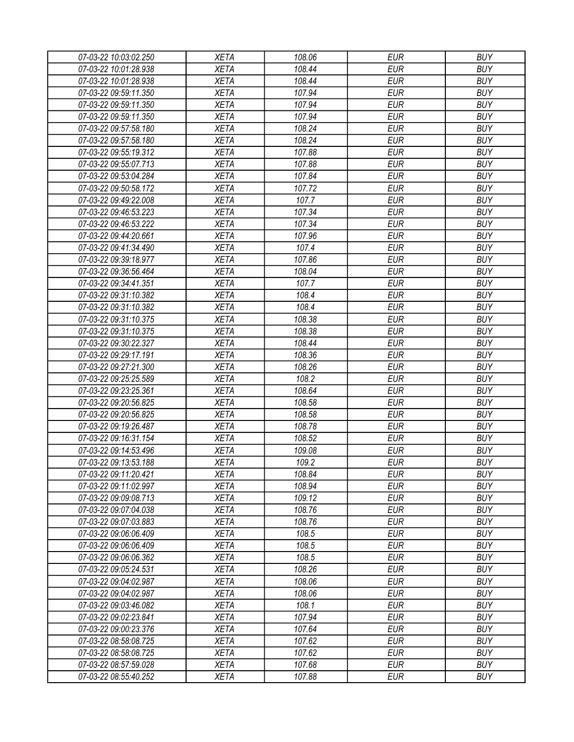| | | | | |
|---|---|---|---|---|
| *07-03-22 10:03:02.250* | *XETA* | *108.06* | *EUR* | *BUY* |
| *07-03-22 10:01:28.938* | *XETA* | *108.44* | *EUR* | *BUY* |
| *07-03-22 10:01:28.938* | *XETA* | *108.44* | *EUR* | *BUY* |
| *07-03-22 09:59:11.350* | *XETA* | *107.94* | *EUR* | *BUY* |
| *07-03-22 09:59:11.350* | *XETA* | *107.94* | *EUR* | *BUY* |
| *07-03-22 09:59:11.350* | *XETA* | *107.94* | *EUR* | *BUY* |
| *07-03-22 09:57:58.180* | *XETA* | *108.24* | *EUR* | *BUY* |
| *07-03-22 09:57:58.180* | *XETA* | *108.24* | *EUR* | *BUY* |
| *07-03-22 09:55:19.312* | *XETA* | *107.88* | *EUR* | *BUY* |
| *07-03-22 09:55:07.713* | *XETA* | *107.88* | *EUR* | *BUY* |
| *07-03-22 09:53:04.284* | *XETA* | *107.84* | *EUR* | *BUY* |
| *07-03-22 09:50:58.172* | *XETA* | *107.72* | *EUR* | *BUY* |
| *07-03-22 09:49:22.008* | *XETA* | *107.7* | *EUR* | *BUY* |
| *07-03-22 09:46:53.223* | *XETA* | *107.34* | *EUR* | *BUY* |
| *07-03-22 09:46:53.222* | *XETA* | *107.34* | *EUR* | *BUY* |
| *07-03-22 09:44:20.661* | *XETA* | *107.96* | *EUR* | *BUY* |
| *07-03-22 09:41:34.490* | *XETA* | *107.4* | *EUR* | *BUY* |
| *07-03-22 09:39:18.977* | *XETA* | *107.86* | *EUR* | *BUY* |
| *07-03-22 09:36:56.464* | *XETA* | *108.04* | *EUR* | *BUY* |
| *07-03-22 09:34:41.351* | *XETA* | *107.7* | *EUR* | *BUY* |
| *07-03-22 09:31:10.382* | *XETA* | *108.4* | *EUR* | *BUY* |
| *07-03-22 09:31:10.382* | *XETA* | *108.4* | *EUR* | *BUY* |
| *07-03-22 09:31:10.375* | *XETA* | *108.38* | *EUR* | *BUY* |
| *07-03-22 09:31:10.375* | *XETA* | *108.38* | *EUR* | *BUY* |
| *07-03-22 09:30:22.327* | *XETA* | *108.44* | *EUR* | *BUY* |
| *07-03-22 09:29:17.191* | *XETA* | *108.36* | *EUR* | *BUY* |
| *07-03-22 09:27:21.300* | *XETA* | *108.26* | *EUR* | *BUY* |
| *07-03-22 09:25:25.589* | *XETA* | *108.2* | *EUR* | *BUY* |
| *07-03-22 09:23:25.361* | *XETA* | *108.64* | *EUR* | *BUY* |
| *07-03-22 09:20:56.825* | *XETA* | *108.58* | *EUR* | *BUY* |
| *07-03-22 09:20:56.825* | *XETA* | *108.58* | *EUR* | *BUY* |
| *07-03-22 09:19:26.487* | *XETA* | *108.78* | *EUR* | *BUY* |
| *07-03-22 09:16:31.154* | *XETA* | *108.52* | *EUR* | *BUY* |
| *07-03-22 09:14:53.496* | *XETA* | *109.08* | *EUR* | *BUY* |
| *07-03-22 09:13:53.188* | *XETA* | *109.2* | *EUR* | *BUY* |
| *07-03-22 09:11:20.421* | *XETA* | *108.84* | *EUR* | *BUY* |
| *07-03-22 09:11:02.997* | *XETA* | *108.94* | *EUR* | *BUY* |
| *07-03-22 09:09:08.713* | *XETA* | *109.12* | *EUR* | *BUY* |
| *07-03-22 09:07:04.038* | *XETA* | *108.76* | *EUR* | *BUY* |
| *07-03-22 09:07:03.883* | *XETA* | *108.76* | *EUR* | *BUY* |
| *07-03-22 09:06:06.409* | *XETA* | *108.5* | *EUR* | *BUY* |
| *07-03-22 09:06:06.409* | *XETA* | *108.5* | *EUR* | *BUY* |
| *07-03-22 09:06:06.362* | *XETA* | *108.5* | *EUR* | *BUY* |
| *07-03-22 09:05:24.531* | *XETA* | *108.26* | *EUR* | *BUY* |
| *07-03-22 09:04:02.987* | *XETA* | *108.06* | *EUR* | *BUY* |
| *07-03-22 09:04:02.987* | *XETA* | *108.06* | *EUR* | *BUY* |
| *07-03-22 09:03:46.082* | *XETA* | *108.1* | *EUR* | *BUY* |
| *07-03-22 09:02:23.841* | *XETA* | *107.94* | *EUR* | *BUY* |
| *07-03-22 09:00:23.376* | *XETA* | *107.64* | *EUR* | *BUY* |
| *07-03-22 08:58:08.725* | *XETA* | *107.62* | *EUR* | *BUY* |
| *07-03-22 08:58:08.725* | *XETA* | *107.62* | *EUR* | *BUY* |
| *07-03-22 08:57:59.028* | *XETA* | *107.68* | *EUR* | *BUY* |
| *07-03-22 08:55:40.252* | *XETA* | *107.88* | *EUR* | *BUY* |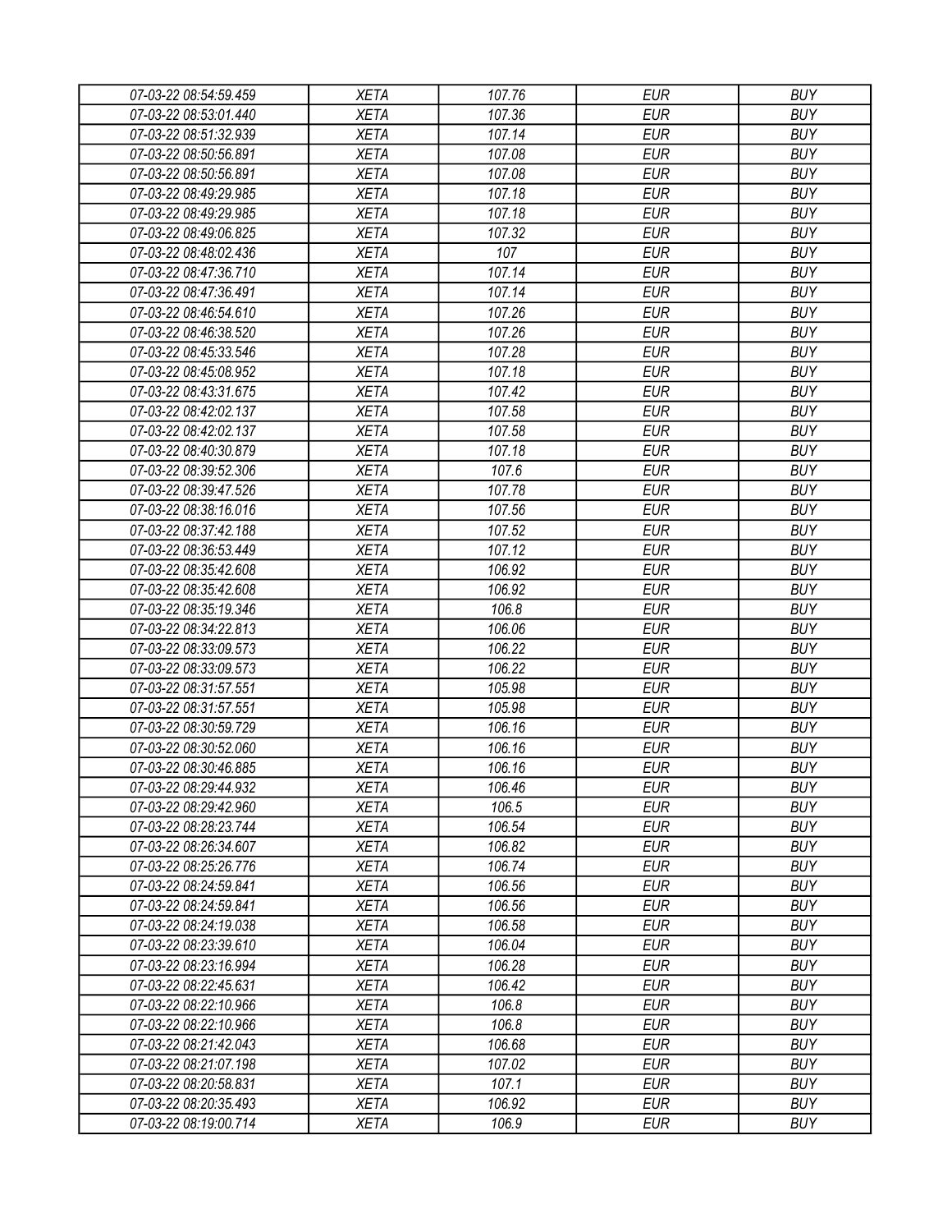| 07-03-22 08:54:59.459 | XETA | 107.76 | EUR | BUY |
|---|---|---|---|---|
| 07-03-22 08:53:01.440 | XETA | 107.36 | EUR | BUY |
| 07-03-22 08:51:32.939 | XETA | 107.14 | EUR | BUY |
| 07-03-22 08:50:56.891 | XETA | 107.08 | EUR | BUY |
| 07-03-22 08:50:56.891 | XETA | 107.08 | EUR | BUY |
| 07-03-22 08:49:29.985 | XETA | 107.18 | EUR | BUY |
| 07-03-22 08:49:29.985 | XETA | 107.18 | EUR | BUY |
| 07-03-22 08:49:06.825 | XETA | 107.32 | EUR | BUY |
| 07-03-22 08:48:02.436 | XETA | 107 | EUR | BUY |
| 07-03-22 08:47:36.710 | XETA | 107.14 | EUR | BUY |
| 07-03-22 08:47:36.491 | XETA | 107.14 | EUR | BUY |
| 07-03-22 08:46:54.610 | XETA | 107.26 | EUR | BUY |
| 07-03-22 08:46:38.520 | XETA | 107.26 | EUR | BUY |
| 07-03-22 08:45:33.546 | XETA | 107.28 | EUR | BUY |
| 07-03-22 08:45:08.952 | XETA | 107.18 | EUR | BUY |
| 07-03-22 08:43:31.675 | XETA | 107.42 | EUR | BUY |
| 07-03-22 08:42:02.137 | XETA | 107.58 | EUR | BUY |
| 07-03-22 08:42:02.137 | XETA | 107.58 | EUR | BUY |
| 07-03-22 08:40:30.879 | XETA | 107.18 | EUR | BUY |
| 07-03-22 08:39:52.306 | XETA | 107.6 | EUR | BUY |
| 07-03-22 08:39:47.526 | XETA | 107.78 | EUR | BUY |
| 07-03-22 08:38:16.016 | XETA | 107.56 | EUR | BUY |
| 07-03-22 08:37:42.188 | XETA | 107.52 | EUR | BUY |
| 07-03-22 08:36:53.449 | XETA | 107.12 | EUR | BUY |
| 07-03-22 08:35:42.608 | XETA | 106.92 | EUR | BUY |
| 07-03-22 08:35:42.608 | XETA | 106.92 | EUR | BUY |
| 07-03-22 08:35:19.346 | XETA | 106.8 | EUR | BUY |
| 07-03-22 08:34:22.813 | XETA | 106.06 | EUR | BUY |
| 07-03-22 08:33:09.573 | XETA | 106.22 | EUR | BUY |
| 07-03-22 08:33:09.573 | XETA | 106.22 | EUR | BUY |
| 07-03-22 08:31:57.551 | XETA | 105.98 | EUR | BUY |
| 07-03-22 08:31:57.551 | XETA | 105.98 | EUR | BUY |
| 07-03-22 08:30:59.729 | XETA | 106.16 | EUR | BUY |
| 07-03-22 08:30:52.060 | XETA | 106.16 | EUR | BUY |
| 07-03-22 08:30:46.885 | XETA | 106.16 | EUR | BUY |
| 07-03-22 08:29:44.932 | XETA | 106.46 | EUR | BUY |
| 07-03-22 08:29:42.960 | XETA | 106.5 | EUR | BUY |
| 07-03-22 08:28:23.744 | XETA | 106.54 | EUR | BUY |
| 07-03-22 08:26:34.607 | XETA | 106.82 | EUR | BUY |
| 07-03-22 08:25:26.776 | XETA | 106.74 | EUR | BUY |
| 07-03-22 08:24:59.841 | XETA | 106.56 | EUR | BUY |
| 07-03-22 08:24:59.841 | XETA | 106.56 | EUR | BUY |
| 07-03-22 08:24:19.038 | XETA | 106.58 | EUR | BUY |
| 07-03-22 08:23:39.610 | XETA | 106.04 | EUR | BUY |
| 07-03-22 08:23:16.994 | XETA | 106.28 | EUR | BUY |
| 07-03-22 08:22:45.631 | XETA | 106.42 | EUR | BUY |
| 07-03-22 08:22:10.966 | XETA | 106.8 | EUR | BUY |
| 07-03-22 08:22:10.966 | XETA | 106.8 | EUR | BUY |
| 07-03-22 08:21:42.043 | XETA | 106.68 | EUR | BUY |
| 07-03-22 08:21:07.198 | XETA | 107.02 | EUR | BUY |
| 07-03-22 08:20:58.831 | XETA | 107.1 | EUR | BUY |
| 07-03-22 08:20:35.493 | XETA | 106.92 | EUR | BUY |
| 07-03-22 08:19:00.714 | XETA | 106.9 | EUR | BUY |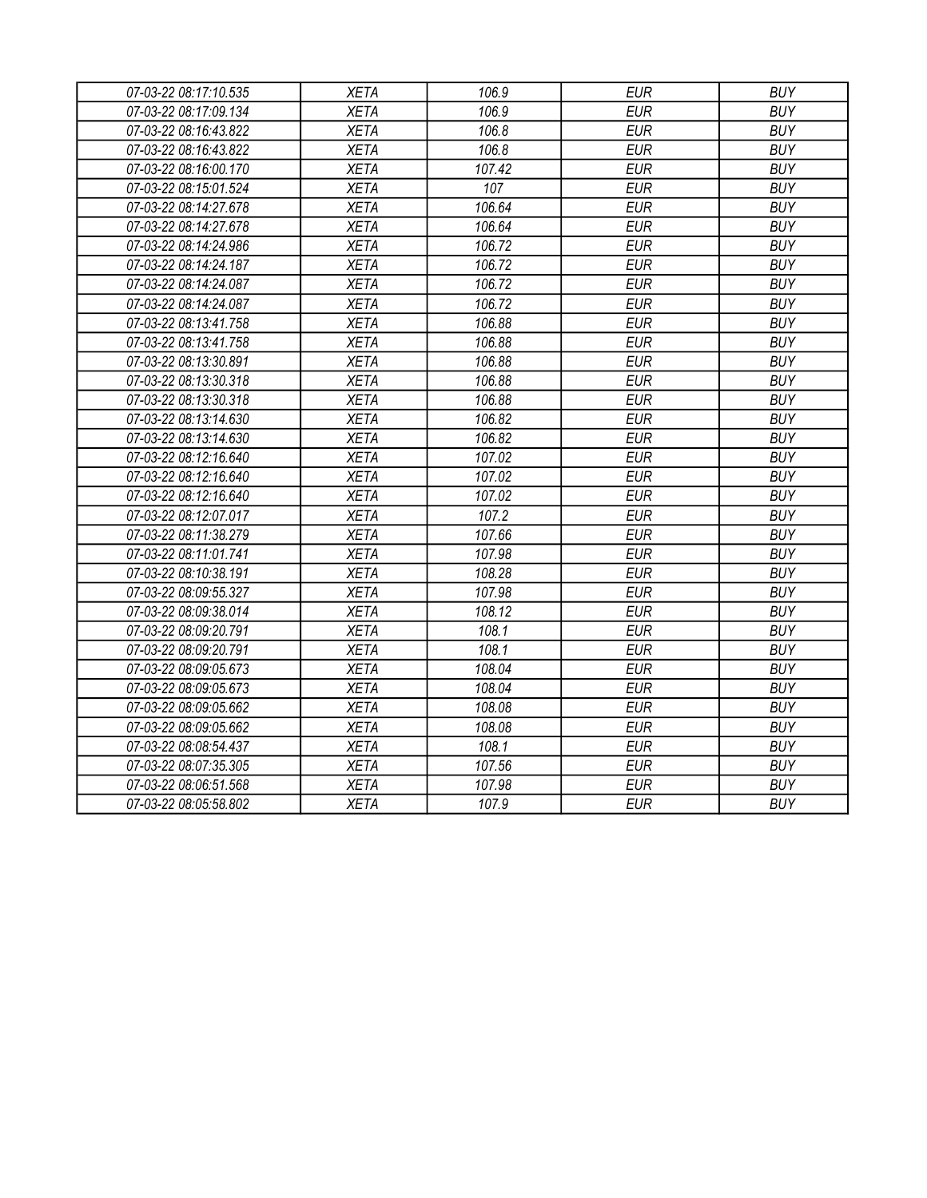| | | | | |
|---|---|---|---|---|
| 07-03-22 08:17:10.535 | XETA | 106.9 | EUR | BUY |
| 07-03-22 08:17:09.134 | XETA | 106.9 | EUR | BUY |
| 07-03-22 08:16:43.822 | XETA | 106.8 | EUR | BUY |
| 07-03-22 08:16:43.822 | XETA | 106.8 | EUR | BUY |
| 07-03-22 08:16:00.170 | XETA | 107.42 | EUR | BUY |
| 07-03-22 08:15:01.524 | XETA | 107 | EUR | BUY |
| 07-03-22 08:14:27.678 | XETA | 106.64 | EUR | BUY |
| 07-03-22 08:14:27.678 | XETA | 106.64 | EUR | BUY |
| 07-03-22 08:14:24.986 | XETA | 106.72 | EUR | BUY |
| 07-03-22 08:14:24.187 | XETA | 106.72 | EUR | BUY |
| 07-03-22 08:14:24.087 | XETA | 106.72 | EUR | BUY |
| 07-03-22 08:14:24.087 | XETA | 106.72 | EUR | BUY |
| 07-03-22 08:13:41.758 | XETA | 106.88 | EUR | BUY |
| 07-03-22 08:13:41.758 | XETA | 106.88 | EUR | BUY |
| 07-03-22 08:13:30.891 | XETA | 106.88 | EUR | BUY |
| 07-03-22 08:13:30.318 | XETA | 106.88 | EUR | BUY |
| 07-03-22 08:13:30.318 | XETA | 106.88 | EUR | BUY |
| 07-03-22 08:13:14.630 | XETA | 106.82 | EUR | BUY |
| 07-03-22 08:13:14.630 | XETA | 106.82 | EUR | BUY |
| 07-03-22 08:12:16.640 | XETA | 107.02 | EUR | BUY |
| 07-03-22 08:12:16.640 | XETA | 107.02 | EUR | BUY |
| 07-03-22 08:12:16.640 | XETA | 107.02 | EUR | BUY |
| 07-03-22 08:12:07.017 | XETA | 107.2 | EUR | BUY |
| 07-03-22 08:11:38.279 | XETA | 107.66 | EUR | BUY |
| 07-03-22 08:11:01.741 | XETA | 107.98 | EUR | BUY |
| 07-03-22 08:10:38.191 | XETA | 108.28 | EUR | BUY |
| 07-03-22 08:09:55.327 | XETA | 107.98 | EUR | BUY |
| 07-03-22 08:09:38.014 | XETA | 108.12 | EUR | BUY |
| 07-03-22 08:09:20.791 | XETA | 108.1 | EUR | BUY |
| 07-03-22 08:09:20.791 | XETA | 108.1 | EUR | BUY |
| 07-03-22 08:09:05.673 | XETA | 108.04 | EUR | BUY |
| 07-03-22 08:09:05.673 | XETA | 108.04 | EUR | BUY |
| 07-03-22 08:09:05.662 | XETA | 108.08 | EUR | BUY |
| 07-03-22 08:09:05.662 | XETA | 108.08 | EUR | BUY |
| 07-03-22 08:08:54.437 | XETA | 108.1 | EUR | BUY |
| 07-03-22 08:07:35.305 | XETA | 107.56 | EUR | BUY |
| 07-03-22 08:06:51.568 | XETA | 107.98 | EUR | BUY |
| 07-03-22 08:05:58.802 | XETA | 107.9 | EUR | BUY |